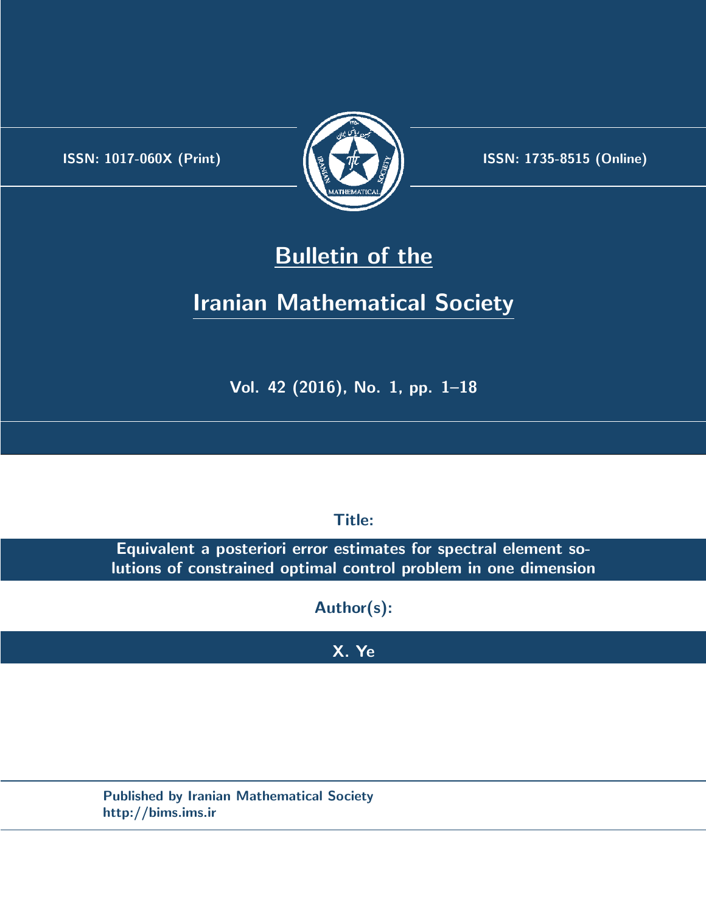ISSN: 1017-060X (Print)

ISSN: 1735-8515 (Online)

# Bulletin of the Iranian Mathematical Society

Vol. 42 (2016), No. 1, pp. 1–18

**Title:**

**Equivalent a posteriori error estimates for spectral element solutions of constrained optimal control problem in one dimension**

**Author(s):**

**X. Ye**

Published by Iranian Mathematical Society
http://bims.ims.ir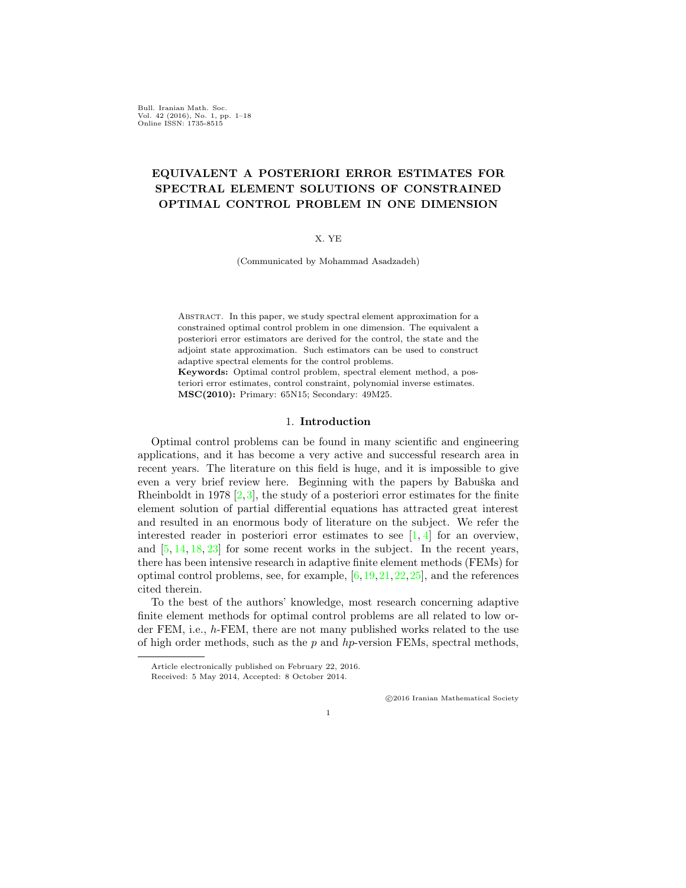Bull. Iranian Math. Soc.
Vol. 42 (2016), No. 1, pp. 1–18
Online ISSN: 1735-8515

# EQUIVALENT A POSTERIORI ERROR ESTIMATES FOR SPECTRAL ELEMENT SOLUTIONS OF CONSTRAINED OPTIMAL CONTROL PROBLEM IN ONE DIMENSION

X. YE

(Communicated by Mohammad Asadzadeh)

Abstract. In this paper, we study spectral element approximation for a constrained optimal control problem in one dimension. The equivalent a posteriori error estimators are derived for the control, the state and the adjoint state approximation. Such estimators can be used to construct adaptive spectral elements for the control problems.

**Keywords:** Optimal control problem, spectral element method, a posteriori error estimates, control constraint, polynomial inverse estimates.

**MSC(2010):** Primary: 65N15; Secondary: 49M25.

## 1. Introduction

Optimal control problems can be found in many scientific and engineering applications, and it has become a very active and successful research area in recent years. The literature on this field is huge, and it is impossible to give even a very brief review here. Beginning with the papers by Babuška and Rheinboldt in 1978 [2,3], the study of a posteriori error estimates for the finite element solution of partial differential equations has attracted great interest and resulted in an enormous body of literature on the subject. We refer the interested reader in posteriori error estimates to see [1,4] for an overview, and [5,14,18,23] for some recent works in the subject. In the recent years, there has been intensive research in adaptive finite element methods (FEMs) for optimal control problems, see, for example, [6,19,21,22,25], and the references cited therein.

To the best of the authors' knowledge, most research concerning adaptive finite element methods for optimal control problems are all related to low order FEM, i.e., $h$-FEM, there are not many published works related to the use of high order methods, such as the $p$ and $hp$-version FEMs, spectral methods,

Article electronically published on February 22, 2016.
Received: 5 May 2014, Accepted: 8 October 2014.

©2016 Iranian Mathematical Society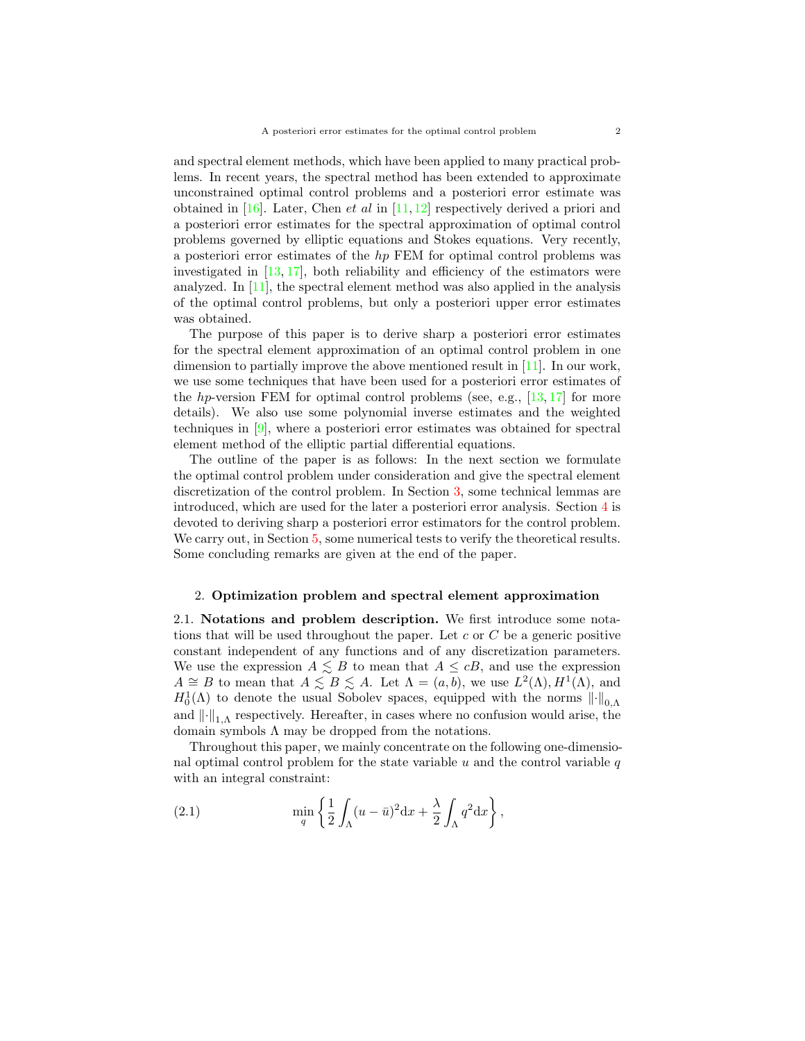and spectral element methods, which have been applied to many practical problems. In recent years, the spectral method has been extended to approximate unconstrained optimal control problems and a posteriori error estimate was obtained in [16]. Later, Chen *et al* in [11, 12] respectively derived a priori and a posteriori error estimates for the spectral approximation of optimal control problems governed by elliptic equations and Stokes equations. Very recently, a posteriori error estimates of the *hp* FEM for optimal control problems was investigated in [13, 17], both reliability and efficiency of the estimators were analyzed. In [11], the spectral element method was also applied in the analysis of the optimal control problems, but only a posteriori upper error estimates was obtained.

The purpose of this paper is to derive sharp a posteriori error estimates for the spectral element approximation of an optimal control problem in one dimension to partially improve the above mentioned result in [11]. In our work, we use some techniques that have been used for a posteriori error estimates of the *hp*-version FEM for optimal control problems (see, e.g., [13, 17] for more details). We also use some polynomial inverse estimates and the weighted techniques in [9], where a posteriori error estimates was obtained for spectral element method of the elliptic partial differential equations.

The outline of the paper is as follows: In the next section we formulate the optimal control problem under consideration and give the spectral element discretization of the control problem. In Section 3, some technical lemmas are introduced, which are used for the later a posteriori error analysis. Section 4 is devoted to deriving sharp a posteriori error estimators for the control problem. We carry out, in Section 5, some numerical tests to verify the theoretical results. Some concluding remarks are given at the end of the paper.

## 2. Optimization problem and spectral element approximation

**2.1. Notations and problem description.** We first introduce some notations that will be used throughout the paper. Let $c$ or $C$ be a generic positive constant independent of any functions and of any discretization parameters. We use the expression $A \lesssim B$ to mean that $A \leq cB$, and use the expression $A \cong B$ to mean that $A \lesssim B \lesssim A$. Let $\Lambda = (a, b)$, we use $L^2(\Lambda), H^1(\Lambda)$, and $H^1_0(\Lambda)$ to denote the usual Sobolev spaces, equipped with the norms $\|\cdot\|_{0,\Lambda}$ and $\|\cdot\|_{1,\Lambda}$ respectively. Hereafter, in cases where no confusion would arise, the domain symbols $\Lambda$ may be dropped from the notations.

Throughout this paper, we mainly concentrate on the following one-dimensional optimal control problem for the state variable $u$ and the control variable $q$ with an integral constraint:

$$\min_q \left\{ \frac{1}{2} \int_\Lambda (u - \bar{u})^2 \mathrm{d}x + \frac{\lambda}{2} \int_\Lambda q^2 \mathrm{d}x \right\}, \tag{2.1}$$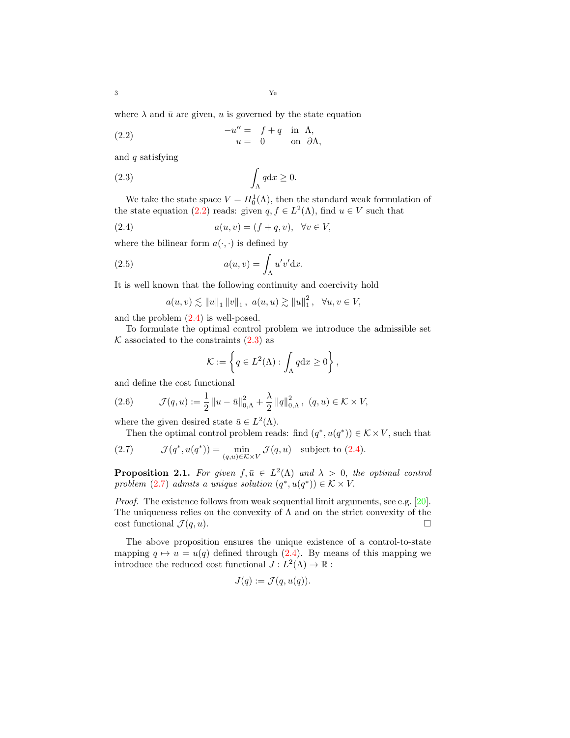where $\lambda$ and $\bar{u}$ are given, $u$ is governed by the state equation

$$
\begin{aligned}
-u'' &= \quad f+q \quad \text{in} \quad \Lambda, \\
u &= \quad 0 \qquad \text{on} \quad \partial\Lambda,
\end{aligned}
\tag{2.2}
$$

and $q$ satisfying

$$
\int_\Lambda q \mathrm{d}x \geq 0. \tag{2.3}
$$

We take the state space $V = H_0^1(\Lambda)$, then the standard weak formulation of the state equation (2.2) reads: given $q, f \in L^2(\Lambda)$, find $u \in V$ such that

$$
a(u,v) = (f+q, v), \quad \forall v \in V, \tag{2.4}
$$

where the bilinear form $a(\cdot,\cdot)$ is defined by

$$
a(u,v) = \int_\Lambda u'v' \mathrm{d}x. \tag{2.5}
$$

It is well known that the following continuity and coercivity hold

$$
a(u,v) \lesssim \|u\|_1 \|v\|_1, \ a(u,u) \gtrsim \|u\|_1^2, \quad \forall u, v \in V,
$$

and the problem (2.4) is well-posed.

To formulate the optimal control problem we introduce the admissible set $\mathcal{K}$ associated to the constraints (2.3) as

$$
\mathcal{K} := \left\{ q \in L^2(\Lambda) : \int_\Lambda q \mathrm{d}x \geq 0 \right\},
$$

and define the cost functional

$$
\mathcal{J}(q,u) := \frac{1}{2} \|u - \bar{u}\|_{0,\Lambda}^2 + \frac{\lambda}{2} \|q\|_{0,\Lambda}^2, \ (q,u) \in \mathcal{K} \times V, \tag{2.6}
$$

where the given desired state $\bar{u} \in L^2(\Lambda)$.

Then the optimal control problem reads: find $(q^*, u(q^*)) \in \mathcal{K} \times V$, such that

$$
\mathcal{J}(q^*, u(q^*)) = \min_{(q,u) \in \mathcal{K} \times V} \mathcal{J}(q,u) \quad \text{subject to (2.4)}. \tag{2.7}
$$

**Proposition 2.1.** *For given $f, \bar{u} \in L^2(\Lambda)$ and $\lambda > 0$, the optimal control problem (2.7) admits a unique solution $(q^*, u(q^*)) \in \mathcal{K} \times V$.*

*Proof.* The existence follows from weak sequential limit arguments, see e.g. [20]. The uniqueness relies on the convexity of $\Lambda$ and on the strict convexity of the cost functional $\mathcal{J}(q,u)$. $\square$

The above proposition ensures the unique existence of a control-to-state mapping $q \mapsto u = u(q)$ defined through (2.4). By means of this mapping we introduce the reduced cost functional $J : L^2(\Lambda) \to \mathbb{R}$ :

$$
J(q) := \mathcal{J}(q, u(q)).
$$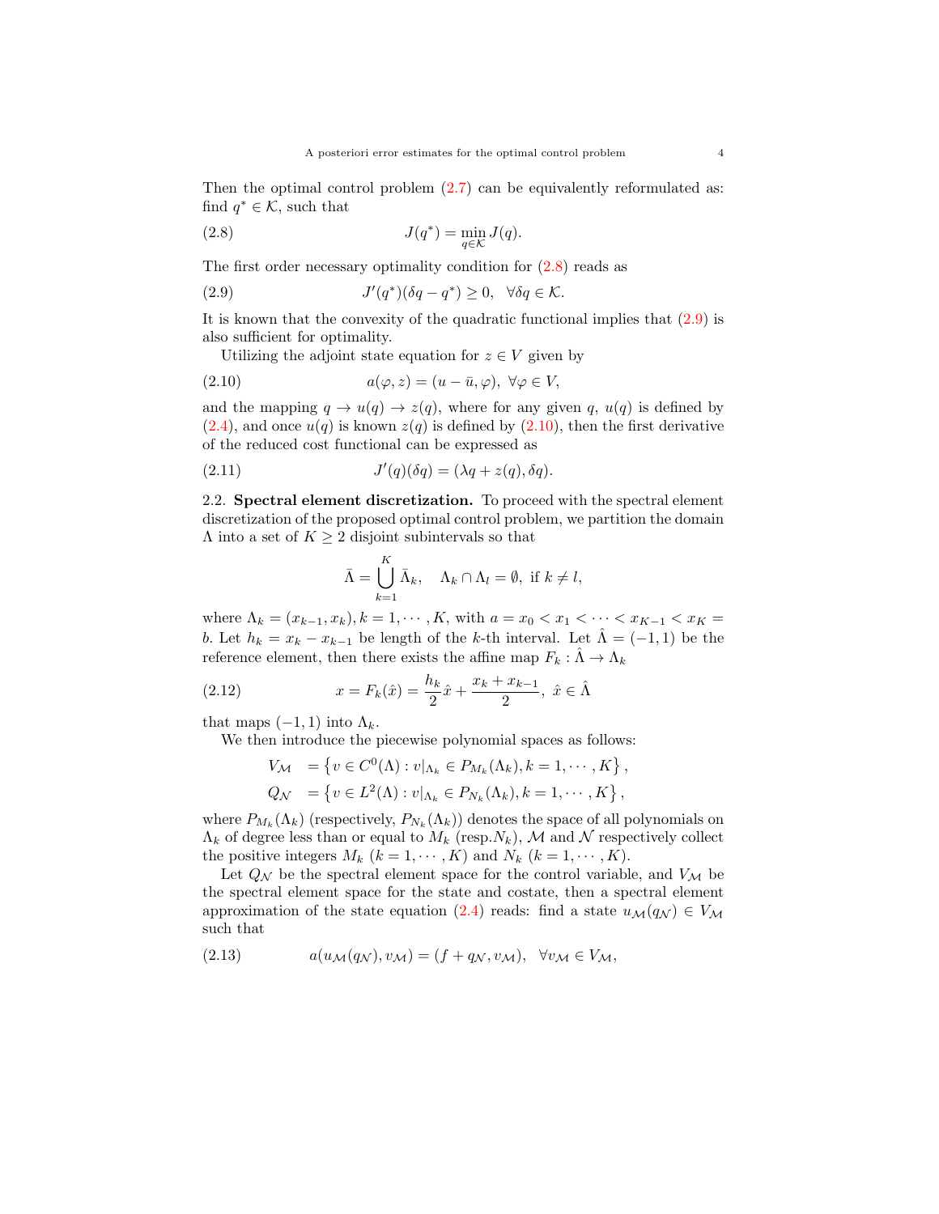Then the optimal control problem (2.7) can be equivalently reformulated as: find $q^* \in \mathcal{K}$, such that

$$J(q^*) = \min_{q \in \mathcal{K}} J(q). \tag{2.8}$$

The first order necessary optimality condition for (2.8) reads as

$$J'(q^*)(\delta q - q^*) \geq 0, \quad \forall \delta q \in \mathcal{K}. \tag{2.9}$$

It is known that the convexity of the quadratic functional implies that (2.9) is also sufficient for optimality.

Utilizing the adjoint state equation for $z \in V$ given by

$$a(\varphi, z) = (u - \bar{u}, \varphi), \ \forall \varphi \in V, \tag{2.10}$$

and the mapping $q \to u(q) \to z(q)$, where for any given $q$, $u(q)$ is defined by (2.4), and once $u(q)$ is known $z(q)$ is defined by (2.10), then the first derivative of the reduced cost functional can be expressed as

$$J'(q)(\delta q) = (\lambda q + z(q), \delta q). \tag{2.11}$$

2.2. **Spectral element discretization.** To proceed with the spectral element discretization of the proposed optimal control problem, we partition the domain $\Lambda$ into a set of $K \geq 2$ disjoint subintervals so that

$$\bar{\Lambda} = \bigcup_{k=1}^{K} \bar{\Lambda}_k, \quad \Lambda_k \cap \Lambda_l = \emptyset, \text{ if } k \neq l,$$

where $\Lambda_k = (x_{k-1}, x_k), k = 1, \cdots, K$, with $a = x_0 < x_1 < \cdots < x_{K-1} < x_K = b$. Let $h_k = x_k - x_{k-1}$ be length of the $k$-th interval. Let $\hat{\Lambda} = (-1, 1)$ be the reference element, then there exists the affine map $F_k : \hat{\Lambda} \to \Lambda_k$

$$x = F_k(\hat{x}) = \frac{h_k}{2}\hat{x} + \frac{x_k + x_{k-1}}{2}, \ \hat{x} \in \hat{\Lambda} \tag{2.12}$$

that maps $(-1, 1)$ into $\Lambda_k$.

We then introduce the piecewise polynomial spaces as follows:

$$\begin{aligned} V_{\mathcal{M}} &= \left\{ v \in C^0(\Lambda) : v|_{\Lambda_k} \in P_{M_k}(\Lambda_k), k = 1, \cdots, K \right\}, \\ Q_{\mathcal{N}} &= \left\{ v \in L^2(\Lambda) : v|_{\Lambda_k} \in P_{N_k}(\Lambda_k), k = 1, \cdots, K \right\}, \end{aligned}$$

where $P_{M_k}(\Lambda_k)$ (respectively, $P_{N_k}(\Lambda_k)$) denotes the space of all polynomials on $\Lambda_k$ of degree less than or equal to $M_k$ (resp.$N_k$), $\mathcal{M}$ and $\mathcal{N}$ respectively collect the positive integers $M_k$ $(k = 1, \cdots, K)$ and $N_k$ $(k = 1, \cdots, K)$.

Let $Q_{\mathcal{N}}$ be the spectral element space for the control variable, and $V_{\mathcal{M}}$ be the spectral element space for the state and costate, then a spectral element approximation of the state equation (2.4) reads: find a state $u_{\mathcal{M}}(q_{\mathcal{N}}) \in V_{\mathcal{M}}$ such that

$$a(u_{\mathcal{M}}(q_{\mathcal{N}}), v_{\mathcal{M}}) = (f + q_{\mathcal{N}}, v_{\mathcal{M}}), \quad \forall v_{\mathcal{M}} \in V_{\mathcal{M}}, \tag{2.13}$$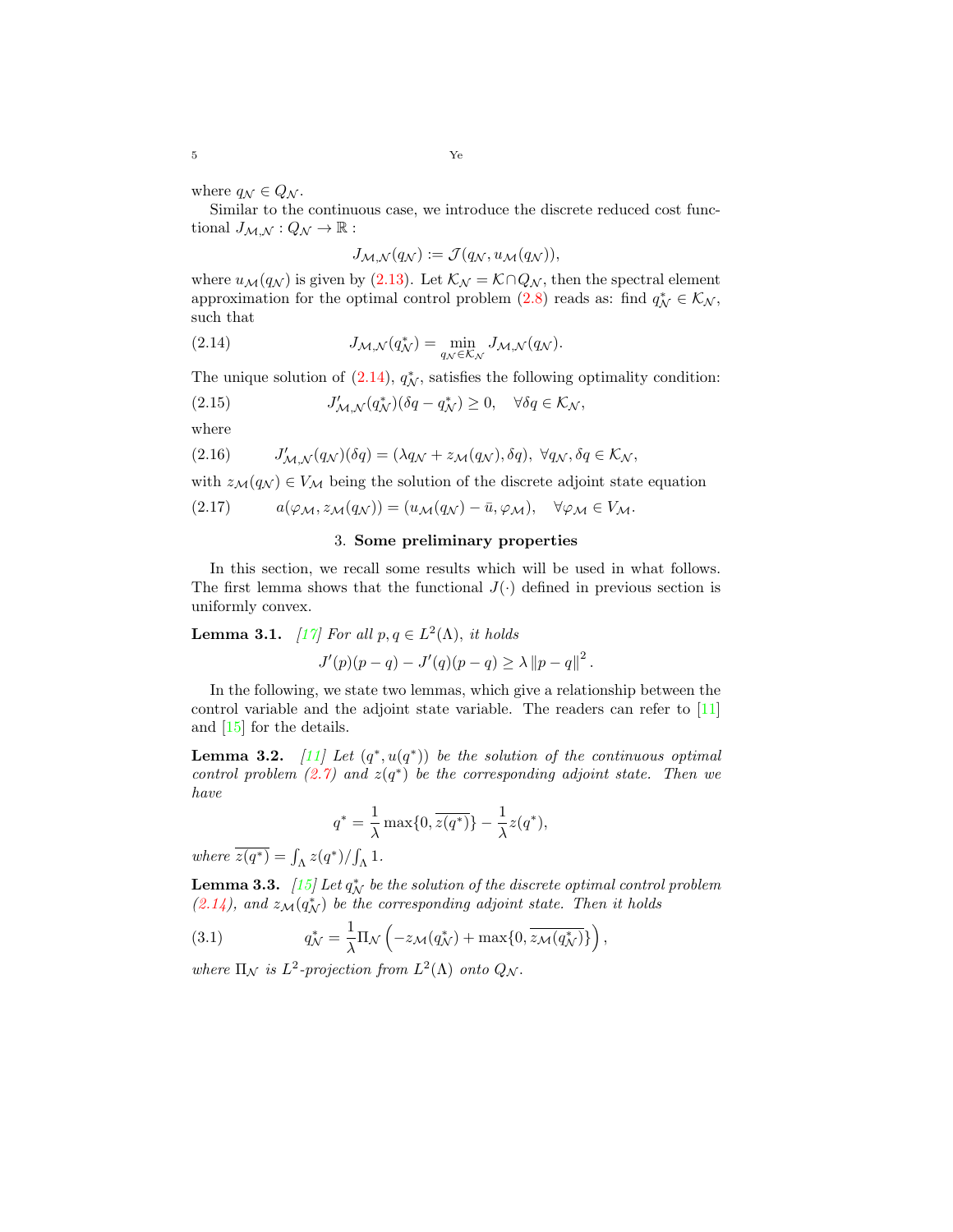where $q_{\mathcal{N}} \in Q_{\mathcal{N}}$.

Similar to the continuous case, we introduce the discrete reduced cost functional $J_{\mathcal{M},\mathcal{N}} : Q_{\mathcal{N}} \to \mathbb{R}$ :

$$J_{\mathcal{M},\mathcal{N}}(q_{\mathcal{N}}) := \mathcal{J}(q_{\mathcal{N}}, u_{\mathcal{M}}(q_{\mathcal{N}})),$$

where $u_{\mathcal{M}}(q_{\mathcal{N}})$ is given by (2.13). Let $\mathcal{K}_{\mathcal{N}} = \mathcal{K} \cap Q_{\mathcal{N}}$, then the spectral element approximation for the optimal control problem (2.8) reads as: find $q^*_{\mathcal{N}} \in \mathcal{K}_{\mathcal{N}}$, such that

$$J_{\mathcal{M},\mathcal{N}}(q^*_{\mathcal{N}}) = \min_{q_{\mathcal{N}} \in \mathcal{K}_{\mathcal{N}}} J_{\mathcal{M},\mathcal{N}}(q_{\mathcal{N}}). \tag{2.14}$$

The unique solution of (2.14), $q^*_{\mathcal{N}}$, satisfies the following optimality condition:

$$J'_{\mathcal{M},\mathcal{N}}(q^*_{\mathcal{N}})(\delta q - q^*_{\mathcal{N}}) \geq 0, \quad \forall \delta q \in \mathcal{K}_{\mathcal{N}}, \tag{2.15}$$

where

$$J'_{\mathcal{M},\mathcal{N}}(q_{\mathcal{N}})(\delta q) = (\lambda q_{\mathcal{N}} + z_{\mathcal{M}}(q_{\mathcal{N}}), \delta q), \ \forall q_{\mathcal{N}}, \delta q \in \mathcal{K}_{\mathcal{N}}, \tag{2.16}$$

with $z_{\mathcal{M}}(q_{\mathcal{N}}) \in V_{\mathcal{M}}$ being the solution of the discrete adjoint state equation

$$a(\varphi_{\mathcal{M}}, z_{\mathcal{M}}(q_{\mathcal{N}})) = (u_{\mathcal{M}}(q_{\mathcal{N}}) - \bar{u}, \varphi_{\mathcal{M}}), \quad \forall \varphi_{\mathcal{M}} \in V_{\mathcal{M}}. \tag{2.17}$$

## 3. Some preliminary properties

In this section, we recall some results which will be used in what follows. The first lemma shows that the functional $J(\cdot)$ defined in previous section is uniformly convex.

**Lemma 3.1.** *[17] For all $p, q \in L^2(\Lambda)$, it holds*

$$J'(p)(p-q) - J'(q)(p-q) \geq \lambda \left\| p - q \right\|^2.$$

In the following, we state two lemmas, which give a relationship between the control variable and the adjoint state variable. The readers can refer to [11] and [15] for the details.

**Lemma 3.2.** *[11] Let $(q^*, u(q^*))$ be the solution of the continuous optimal control problem (2.7) and $z(q^*)$ be the corresponding adjoint state. Then we have*

$$q^* = \frac{1}{\lambda} \max\{0, \overline{z(q^*)}\} - \frac{1}{\lambda} z(q^*),$$

*where $\overline{z(q^*)} = \int_\Lambda z(q^*) / \int_\Lambda 1$.*

**Lemma 3.3.** *[15] Let $q^*_{\mathcal{N}}$ be the solution of the discrete optimal control problem (2.14), and $z_{\mathcal{M}}(q^*_{\mathcal{N}})$ be the corresponding adjoint state. Then it holds*

$$q^*_{\mathcal{N}} = \frac{1}{\lambda} \Pi_{\mathcal{N}} \left( -z_{\mathcal{M}}(q^*_{\mathcal{N}}) + \max\{0, \overline{z_{\mathcal{M}}(q^*_{\mathcal{N}})}\} \right), \tag{3.1}$$

*where $\Pi_{\mathcal{N}}$ is $L^2$-projection from $L^2(\Lambda)$ onto $Q_{\mathcal{N}}$.*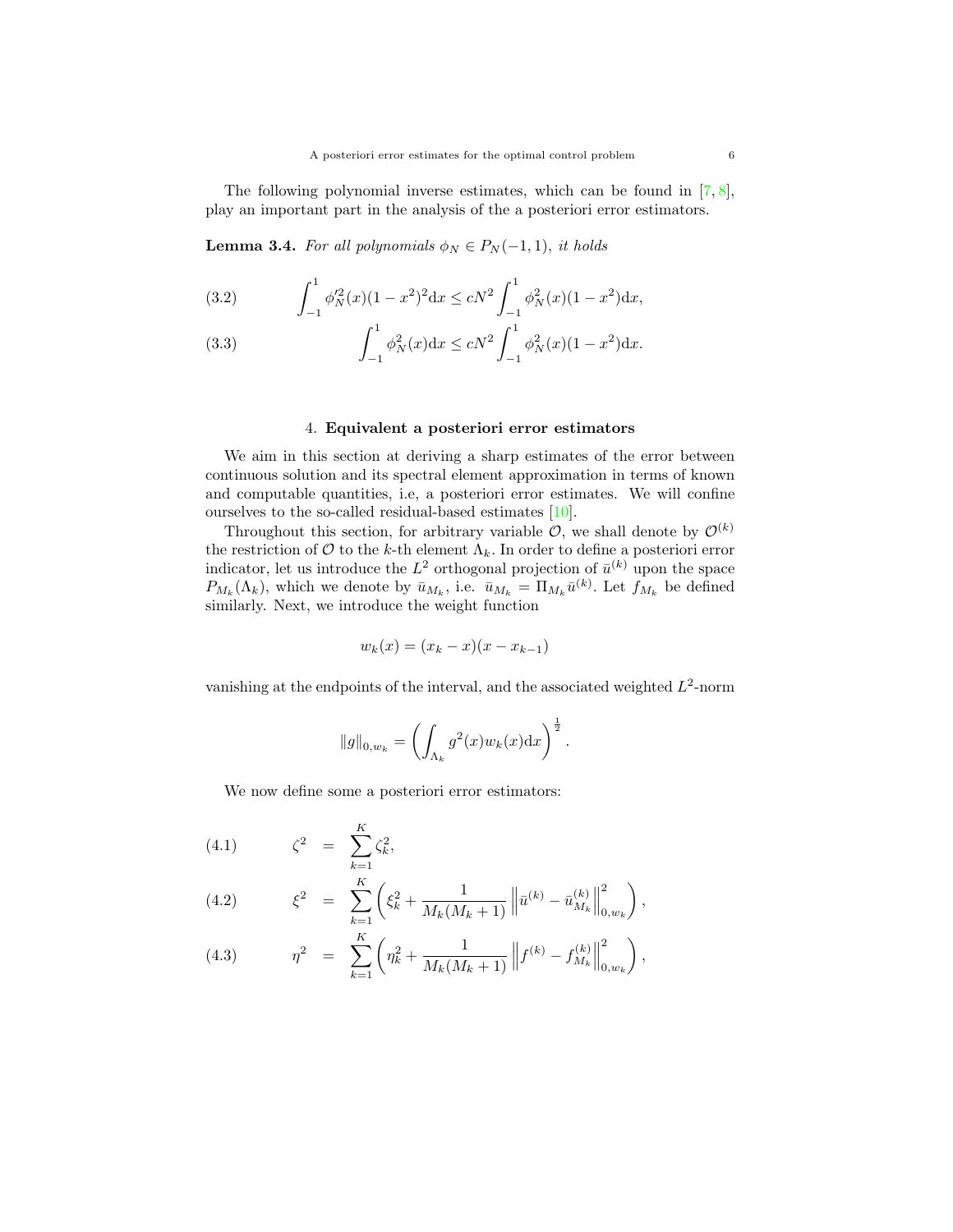The following polynomial inverse estimates, which can be found in [7, 8], play an important part in the analysis of the a posteriori error estimators.

**Lemma 3.4.** *For all polynomials $\phi_N \in P_N(-1,1)$, it holds*

$$\int_{-1}^{1} \phi_N'^2(x)(1-x^2)^2 \mathrm{d}x \leq cN^2 \int_{-1}^{1} \phi_N^2(x)(1-x^2)\mathrm{d}x, \tag{3.2}$$

$$\int_{-1}^{1} \phi_N^2(x)\mathrm{d}x \leq cN^2 \int_{-1}^{1} \phi_N^2(x)(1-x^2)\mathrm{d}x. \tag{3.3}$$

## 4. Equivalent a posteriori error estimators

We aim in this section at deriving a sharp estimates of the error between continuous solution and its spectral element approximation in terms of known and computable quantities, i.e, a posteriori error estimates. We will confine ourselves to the so-called residual-based estimates [10].

Throughout this section, for arbitrary variable $\mathcal{O}$, we shall denote by $\mathcal{O}^{(k)}$ the restriction of $\mathcal{O}$ to the $k$-th element $\Lambda_k$. In order to define a posteriori error indicator, let us introduce the $L^2$ orthogonal projection of $\bar{u}^{(k)}$ upon the space $P_{M_k}(\Lambda_k)$, which we denote by $\bar{u}_{M_k}$, i.e. $\bar{u}_{M_k} = \Pi_{M_k}\bar{u}^{(k)}$. Let $f_{M_k}$ be defined similarly. Next, we introduce the weight function

$$w_k(x) = (x_k - x)(x - x_{k-1})$$

vanishing at the endpoints of the interval, and the associated weighted $L^2$-norm

$$\|g\|_{0,w_k} = \left( \int_{\Lambda_k} g^2(x) w_k(x) \mathrm{d}x \right)^{\frac{1}{2}}.$$

We now define some a posteriori error estimators:

$$\zeta^2 = \sum_{k=1}^{K} \zeta_k^2, \tag{4.1}$$

$$\xi^2 = \sum_{k=1}^{K} \left( \xi_k^2 + \frac{1}{M_k(M_k+1)} \left\| \bar{u}^{(k)} - \bar{u}_{M_k}^{(k)} \right\|_{0,w_k}^2 \right), \tag{4.2}$$

$$\eta^2 = \sum_{k=1}^{K} \left( \eta_k^2 + \frac{1}{M_k(M_k+1)} \left\| f^{(k)} - f_{M_k}^{(k)} \right\|_{0,w_k}^2 \right), \tag{4.3}$$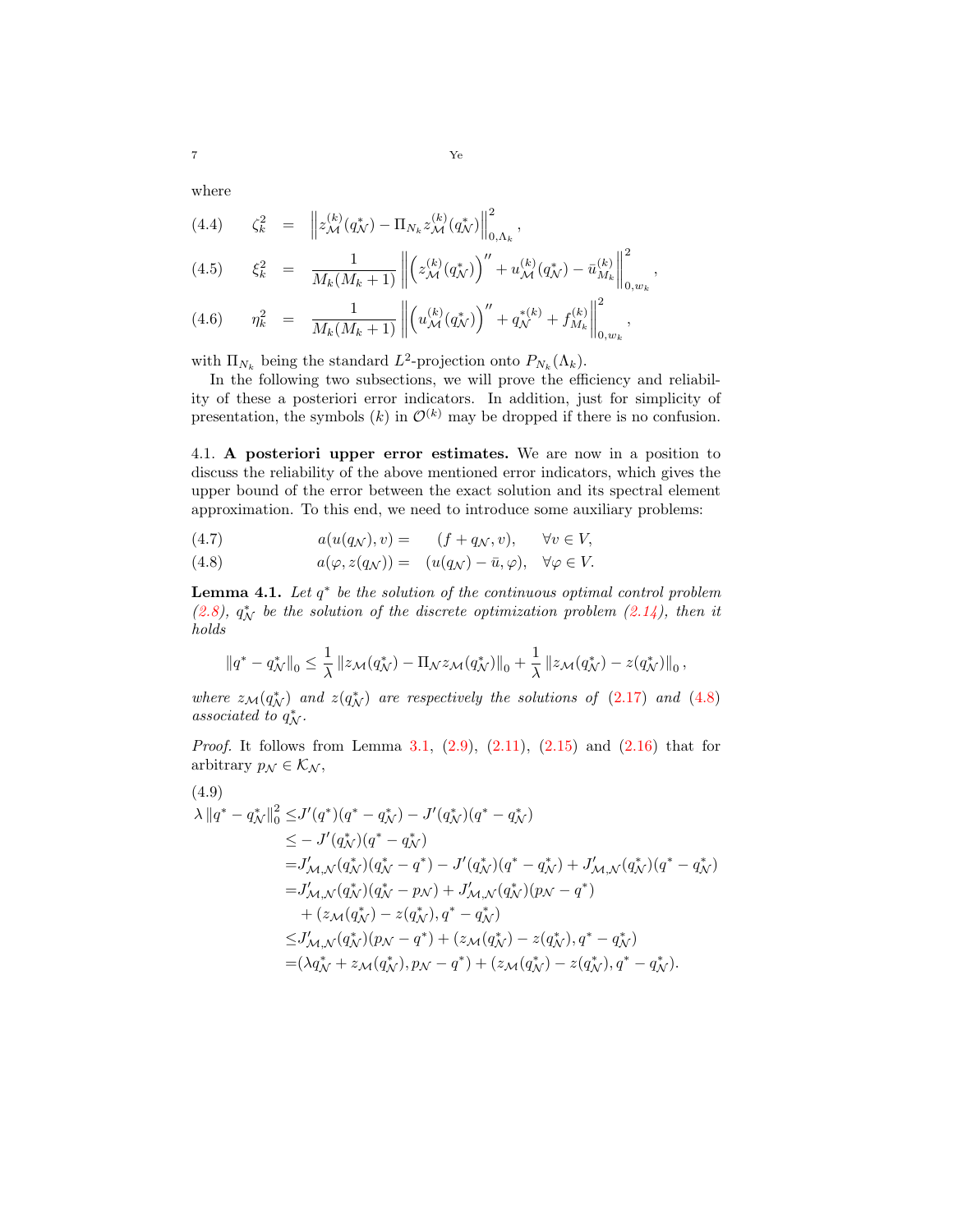where

$$
\begin{aligned}
(4.4)\qquad \zeta_k^2 &= \left\| z_{\mathcal{M}}^{(k)}(q_{\mathcal{N}}^*) - \Pi_{N_k} z_{\mathcal{M}}^{(k)}(q_{\mathcal{N}}^*) \right\|_{0,\Lambda_k}^2 , \\
(4.5)\qquad \xi_k^2 &= \frac{1}{M_k(M_k+1)} \left\| \left( z_{\mathcal{M}}^{(k)}(q_{\mathcal{N}}^*) \right)'' + u_{\mathcal{M}}^{(k)}(q_{\mathcal{N}}^*) - \bar{u}_{M_k}^{(k)} \right\|_{0,w_k}^2 , \\
(4.6)\qquad \eta_k^2 &= \frac{1}{M_k(M_k+1)} \left\| \left( u_{\mathcal{M}}^{(k)}(q_{\mathcal{N}}^*) \right)'' + q_{\mathcal{N}}^{*(k)} + f_{M_k}^{(k)} \right\|_{0,w_k}^2 ,
\end{aligned}
$$

with $\Pi_{N_k}$ being the standard $L^2$-projection onto $P_{N_k}(\Lambda_k)$.

In the following two subsections, we will prove the efficiency and reliability of these a posteriori error indicators. In addition, just for simplicity of presentation, the symbols $(k)$ in $\mathcal{O}^{(k)}$ may be dropped if there is no confusion.

4.1. **A posteriori upper error estimates.** We are now in a position to discuss the reliability of the above mentioned error indicators, which gives the upper bound of the error between the exact solution and its spectral element approximation. To this end, we need to introduce some auxiliary problems:

$$
\begin{aligned}
(4.7)\qquad & a(u(q_{\mathcal{N}}), v) = \quad (f + q_{\mathcal{N}}, v), \qquad \forall v \in V, \\
(4.8)\qquad & a(\varphi, z(q_{\mathcal{N}})) = \quad (u(q_{\mathcal{N}}) - \bar{u}, \varphi), \quad \forall \varphi \in V.
\end{aligned}
$$

**Lemma 4.1.** *Let $q^*$ be the solution of the continuous optimal control problem (2.8), $q_{\mathcal{N}}^*$ be the solution of the discrete optimization problem (2.14), then it holds*

$$
\|q^* - q_{\mathcal{N}}^*\|_0 \le \frac{1}{\lambda} \|z_{\mathcal{M}}(q_{\mathcal{N}}^*) - \Pi_{\mathcal{N}} z_{\mathcal{M}}(q_{\mathcal{N}}^*)\|_0 + \frac{1}{\lambda} \|z_{\mathcal{M}}(q_{\mathcal{N}}^*) - z(q_{\mathcal{N}}^*)\|_0 ,
$$

*where $z_{\mathcal{M}}(q_{\mathcal{N}}^*)$ and $z(q_{\mathcal{N}}^*)$ are respectively the solutions of (2.17) and (4.8) associated to $q_{\mathcal{N}}^*$.*

*Proof.* It follows from Lemma 3.1, (2.9), (2.11), (2.15) and (2.16) that for arbitrary $p_{\mathcal{N}} \in \mathcal{K}_{\mathcal{N}}$,

(4.9)

$$
\begin{aligned}
\lambda \|q^* - q_{\mathcal{N}}^*\|_0^2 \le & J'(q^*)(q^* - q_{\mathcal{N}}^*) - J'(q_{\mathcal{N}}^*)(q^* - q_{\mathcal{N}}^*) \\
\le & - J'(q_{\mathcal{N}}^*)(q^* - q_{\mathcal{N}}^*) \\
= & J'_{\mathcal{M},\mathcal{N}}(q_{\mathcal{N}}^*)(q_{\mathcal{N}}^* - q^*) - J'(q_{\mathcal{N}}^*)(q^* - q_{\mathcal{N}}^*) + J'_{\mathcal{M},\mathcal{N}}(q_{\mathcal{N}}^*)(q^* - q_{\mathcal{N}}^*) \\
= & J'_{\mathcal{M},\mathcal{N}}(q_{\mathcal{N}}^*)(q_{\mathcal{N}}^* - p_{\mathcal{N}}) + J'_{\mathcal{M},\mathcal{N}}(q_{\mathcal{N}}^*)(p_{\mathcal{N}} - q^*) \\
& + (z_{\mathcal{M}}(q_{\mathcal{N}}^*) - z(q_{\mathcal{N}}^*), q^* - q_{\mathcal{N}}^*) \\
\le & J'_{\mathcal{M},\mathcal{N}}(q_{\mathcal{N}}^*)(p_{\mathcal{N}} - q^*) + (z_{\mathcal{M}}(q_{\mathcal{N}}^*) - z(q_{\mathcal{N}}^*), q^* - q_{\mathcal{N}}^*) \\
= & (\lambda q_{\mathcal{N}}^* + z_{\mathcal{M}}(q_{\mathcal{N}}^*), p_{\mathcal{N}} - q^*) + (z_{\mathcal{M}}(q_{\mathcal{N}}^*) - z(q_{\mathcal{N}}^*), q^* - q_{\mathcal{N}}^*).
\end{aligned}
$$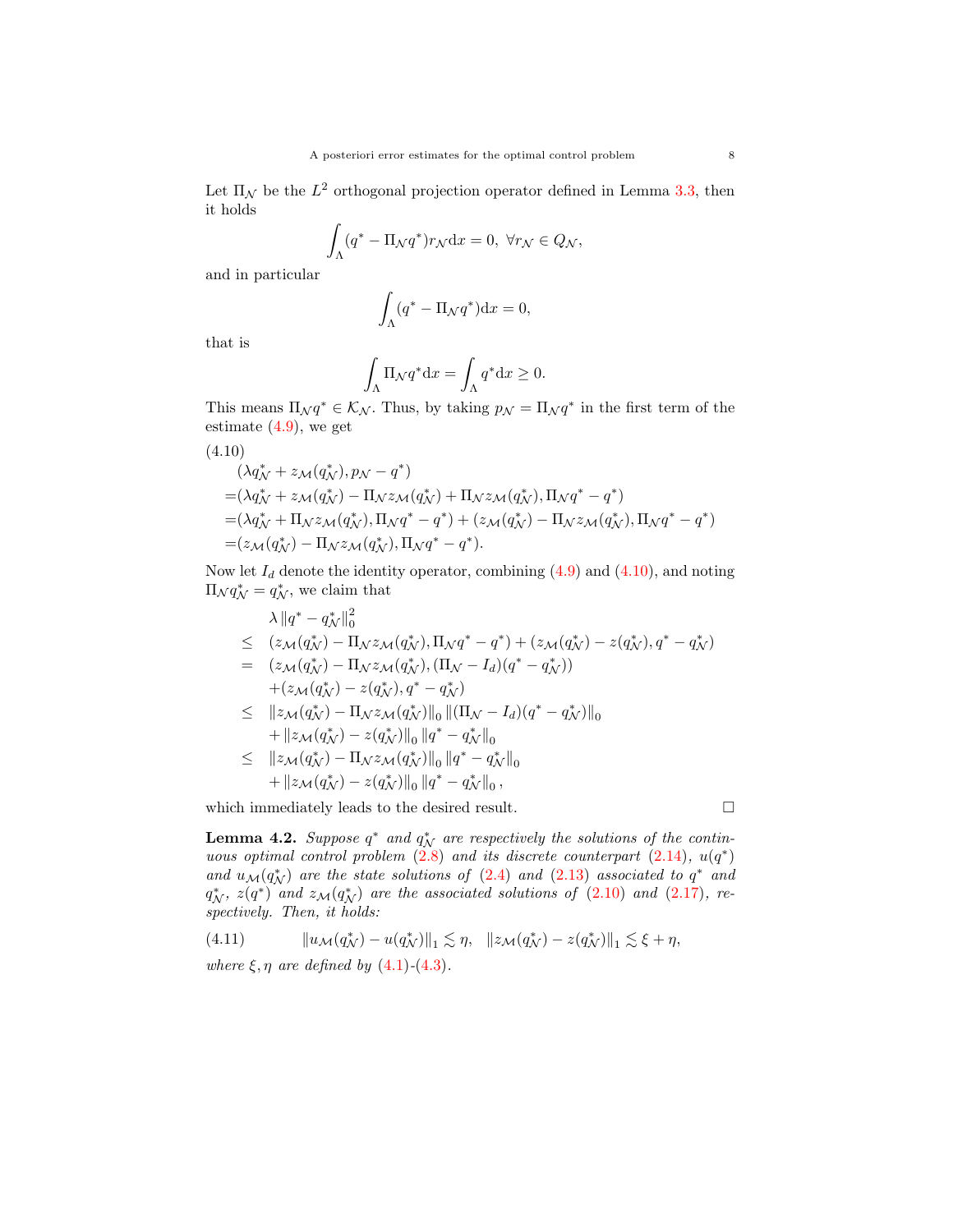Let $\Pi_{\mathcal{N}}$ be the $L^2$ orthogonal projection operator defined in Lemma 3.3, then it holds

$$\int_{\Lambda} (q^* - \Pi_{\mathcal{N}} q^*) r_{\mathcal{N}} \mathrm{d}x = 0, \ \forall r_{\mathcal{N}} \in Q_{\mathcal{N}},$$

and in particular

$$\int_{\Lambda} (q^* - \Pi_{\mathcal{N}} q^*) \mathrm{d}x = 0,$$

that is

$$\int_{\Lambda} \Pi_{\mathcal{N}} q^* \mathrm{d}x = \int_{\Lambda} q^* \mathrm{d}x \geq 0.$$

This means $\Pi_{\mathcal{N}} q^* \in \mathcal{K}_{\mathcal{N}}$. Thus, by taking $p_{\mathcal{N}} = \Pi_{\mathcal{N}} q^*$ in the first term of the estimate (4.9), we get

(4.10)
$$\begin{aligned}
&(\lambda q_{\mathcal{N}}^* + z_{\mathcal{M}}(q_{\mathcal{N}}^*), p_{\mathcal{N}} - q^*) \\
=&(\lambda q_{\mathcal{N}}^* + z_{\mathcal{M}}(q_{\mathcal{N}}^*) - \Pi_{\mathcal{N}} z_{\mathcal{M}}(q_{\mathcal{N}}^*) + \Pi_{\mathcal{N}} z_{\mathcal{M}}(q_{\mathcal{N}}^*), \Pi_{\mathcal{N}} q^* - q^*) \\
=&(\lambda q_{\mathcal{N}}^* + \Pi_{\mathcal{N}} z_{\mathcal{M}}(q_{\mathcal{N}}^*), \Pi_{\mathcal{N}} q^* - q^*) + (z_{\mathcal{M}}(q_{\mathcal{N}}^*) - \Pi_{\mathcal{N}} z_{\mathcal{M}}(q_{\mathcal{N}}^*), \Pi_{\mathcal{N}} q^* - q^*) \\
=&(z_{\mathcal{M}}(q_{\mathcal{N}}^*) - \Pi_{\mathcal{N}} z_{\mathcal{M}}(q_{\mathcal{N}}^*), \Pi_{\mathcal{N}} q^* - q^*).
\end{aligned}$$

Now let $I_d$ denote the identity operator, combining (4.9) and (4.10), and noting $\Pi_{\mathcal{N}} q_{\mathcal{N}}^* = q_{\mathcal{N}}^*$, we claim that

$$\begin{aligned}
&\lambda \|q^* - q_{\mathcal{N}}^*\|_0^2 \\
\leq\ & (z_{\mathcal{M}}(q_{\mathcal{N}}^*) - \Pi_{\mathcal{N}} z_{\mathcal{M}}(q_{\mathcal{N}}^*), \Pi_{\mathcal{N}} q^* - q^*) + (z_{\mathcal{M}}(q_{\mathcal{N}}^*) - z(q_{\mathcal{N}}^*), q^* - q_{\mathcal{N}}^*) \\
=\ & (z_{\mathcal{M}}(q_{\mathcal{N}}^*) - \Pi_{\mathcal{N}} z_{\mathcal{M}}(q_{\mathcal{N}}^*), (\Pi_{\mathcal{N}} - I_d)(q^* - q_{\mathcal{N}}^*)) \\
& + (z_{\mathcal{M}}(q_{\mathcal{N}}^*) - z(q_{\mathcal{N}}^*), q^* - q_{\mathcal{N}}^*) \\
\leq\ & \|z_{\mathcal{M}}(q_{\mathcal{N}}^*) - \Pi_{\mathcal{N}} z_{\mathcal{M}}(q_{\mathcal{N}}^*)\|_0 \, \|(\Pi_{\mathcal{N}} - I_d)(q^* - q_{\mathcal{N}}^*)\|_0 \\
& + \|z_{\mathcal{M}}(q_{\mathcal{N}}^*) - z(q_{\mathcal{N}}^*)\|_0 \, \|q^* - q_{\mathcal{N}}^*\|_0 \\
\leq\ & \|z_{\mathcal{M}}(q_{\mathcal{N}}^*) - \Pi_{\mathcal{N}} z_{\mathcal{M}}(q_{\mathcal{N}}^*)\|_0 \, \|q^* - q_{\mathcal{N}}^*\|_0 \\
& + \|z_{\mathcal{M}}(q_{\mathcal{N}}^*) - z(q_{\mathcal{N}}^*)\|_0 \, \|q^* - q_{\mathcal{N}}^*\|_0 \,,
\end{aligned}$$

which immediately leads to the desired result. □

**Lemma 4.2.** *Suppose $q^*$ and $q_{\mathcal{N}}^*$ are respectively the solutions of the continuous optimal control problem (2.8) and its discrete counterpart (2.14), $u(q^*)$ and $u_{\mathcal{M}}(q_{\mathcal{N}}^*)$ are the state solutions of (2.4) and (2.13) associated to $q^*$ and $q_{\mathcal{N}}^*$, $z(q^*)$ and $z_{\mathcal{M}}(q_{\mathcal{N}}^*)$ are the associated solutions of (2.10) and (2.17), respectively. Then, it holds:*

$$\|u_{\mathcal{M}}(q_{\mathcal{N}}^*) - u(q_{\mathcal{N}}^*)\|_1 \lesssim \eta, \quad \|z_{\mathcal{M}}(q_{\mathcal{N}}^*) - z(q_{\mathcal{N}}^*)\|_1 \lesssim \xi + \eta, \tag{4.11}$$

*where $\xi, \eta$ are defined by (4.1)-(4.3).*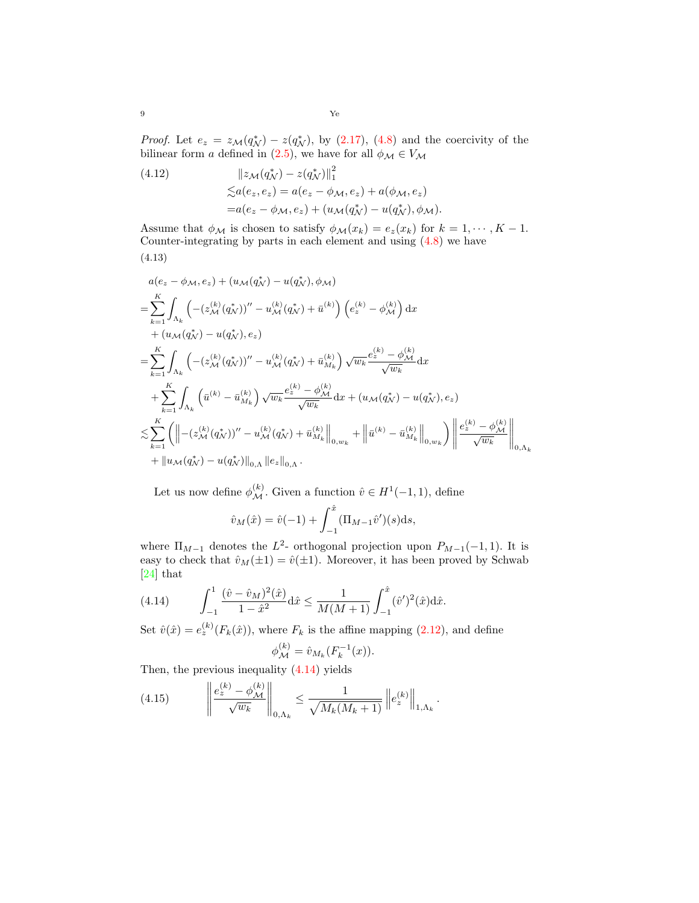*Proof.* Let $e_z = z_{\mathcal{M}}(q_{\mathcal{N}}^*) - z(q_{\mathcal{N}}^*)$, by (2.17), (4.8) and the coercivity of the bilinear form $a$ defined in (2.5), we have for all $\phi_{\mathcal{M}} \in V_{\mathcal{M}}$

$$
\begin{aligned}
(4.12) \qquad & \|z_{\mathcal{M}}(q_{\mathcal{N}}^*) - z(q_{\mathcal{N}}^*)\|_1^2 \\
\lesssim & a(e_z, e_z) = a(e_z - \phi_{\mathcal{M}}, e_z) + a(\phi_{\mathcal{M}}, e_z) \\
= & a(e_z - \phi_{\mathcal{M}}, e_z) + (u_{\mathcal{M}}(q_{\mathcal{N}}^*) - u(q_{\mathcal{N}}^*), \phi_{\mathcal{M}}).
\end{aligned}
$$

Assume that $\phi_{\mathcal{M}}$ is chosen to satisfy $\phi_{\mathcal{M}}(x_k) = e_z(x_k)$ for $k = 1, \cdots, K-1$. Counter-integrating by parts in each element and using (4.8) we have

(4.13)

$$
\begin{aligned}
& a(e_z - \phi_{\mathcal{M}}, e_z) + (u_{\mathcal{M}}(q_{\mathcal{N}}^*) - u(q_{\mathcal{N}}^*), \phi_{\mathcal{M}}) \\
= & \sum_{k=1}^{K} \int_{\Lambda_k} \left( -(z_{\mathcal{M}}^{(k)}(q_{\mathcal{N}}^*))'' - u_{\mathcal{M}}^{(k)}(q_{\mathcal{N}}^*) + \bar{u}^{(k)} \right) \left( e_z^{(k)} - \phi_{\mathcal{M}}^{(k)} \right) \mathrm{d}x \\
& + (u_{\mathcal{M}}(q_{\mathcal{N}}^*) - u(q_{\mathcal{N}}^*), e_z) \\
= & \sum_{k=1}^{K} \int_{\Lambda_k} \left( -(z_{\mathcal{M}}^{(k)}(q_{\mathcal{N}}^*))'' - u_{\mathcal{M}}^{(k)}(q_{\mathcal{N}}^*) + \bar{u}_{M_k}^{(k)} \right) \sqrt{w_k} \frac{e_z^{(k)} - \phi_{\mathcal{M}}^{(k)}}{\sqrt{w_k}} \mathrm{d}x \\
& + \sum_{k=1}^{K} \int_{\Lambda_k} \left( \bar{u}^{(k)} - \bar{u}_{M_k}^{(k)} \right) \sqrt{w_k} \frac{e_z^{(k)} - \phi_{\mathcal{M}}^{(k)}}{\sqrt{w_k}} \mathrm{d}x + (u_{\mathcal{M}}(q_{\mathcal{N}}^*) - u(q_{\mathcal{N}}^*), e_z) \\
\lesssim & \sum_{k=1}^{K} \left( \left\| -(z_{\mathcal{M}}^{(k)}(q_{\mathcal{N}}^*))'' - u_{\mathcal{M}}^{(k)}(q_{\mathcal{N}}^*) + \bar{u}_{M_k}^{(k)} \right\|_{0,w_k} + \left\| \bar{u}^{(k)} - \bar{u}_{M_k}^{(k)} \right\|_{0,w_k} \right) \left\| \frac{e_z^{(k)} - \phi_{\mathcal{M}}^{(k)}}{\sqrt{w_k}} \right\|_{0,\Lambda_k} \\
& + \|u_{\mathcal{M}}(q_{\mathcal{N}}^*) - u(q_{\mathcal{N}}^*)\|_{0,\Lambda} \|e_z\|_{0,\Lambda}.
\end{aligned}
$$

Let us now define $\phi_{\mathcal{M}}^{(k)}$. Given a function $\hat{v} \in H^1(-1,1)$, define

$$
\hat{v}_M(\hat{x}) = \hat{v}(-1) + \int_{-1}^{\hat{x}} (\Pi_{M-1}\hat{v}')(s) \mathrm{d}s,
$$

where $\Pi_{M-1}$ denotes the $L^2$- orthogonal projection upon $P_{M-1}(-1,1)$. It is easy to check that $\hat{v}_M(\pm 1) = \hat{v}(\pm 1)$. Moreover, it has been proved by Schwab [24] that

$$
(4.14) \qquad \int_{-1}^{1} \frac{(\hat{v} - \hat{v}_M)^2(\hat{x})}{1 - \hat{x}^2} \mathrm{d}\hat{x} \le \frac{1}{M(M+1)} \int_{-1}^{\hat{x}} (\hat{v}')^2(\hat{x}) \mathrm{d}\hat{x}.
$$

Set $\hat{v}(\hat{x}) = e_z^{(k)}(F_k(\hat{x}))$, where $F_k$ is the affine mapping (2.12), and define

$$
\phi_{\mathcal{M}}^{(k)} = \hat{v}_{M_k}(F_k^{-1}(x)).
$$

Then, the previous inequality (4.14) yields

$$
(4.15) \qquad \left\| \frac{e_z^{(k)} - \phi_{\mathcal{M}}^{(k)}}{\sqrt{w_k}} \right\|_{0,\Lambda_k} \le \frac{1}{\sqrt{M_k(M_k+1)}} \left\| e_z^{(k)} \right\|_{1,\Lambda_k}.
$$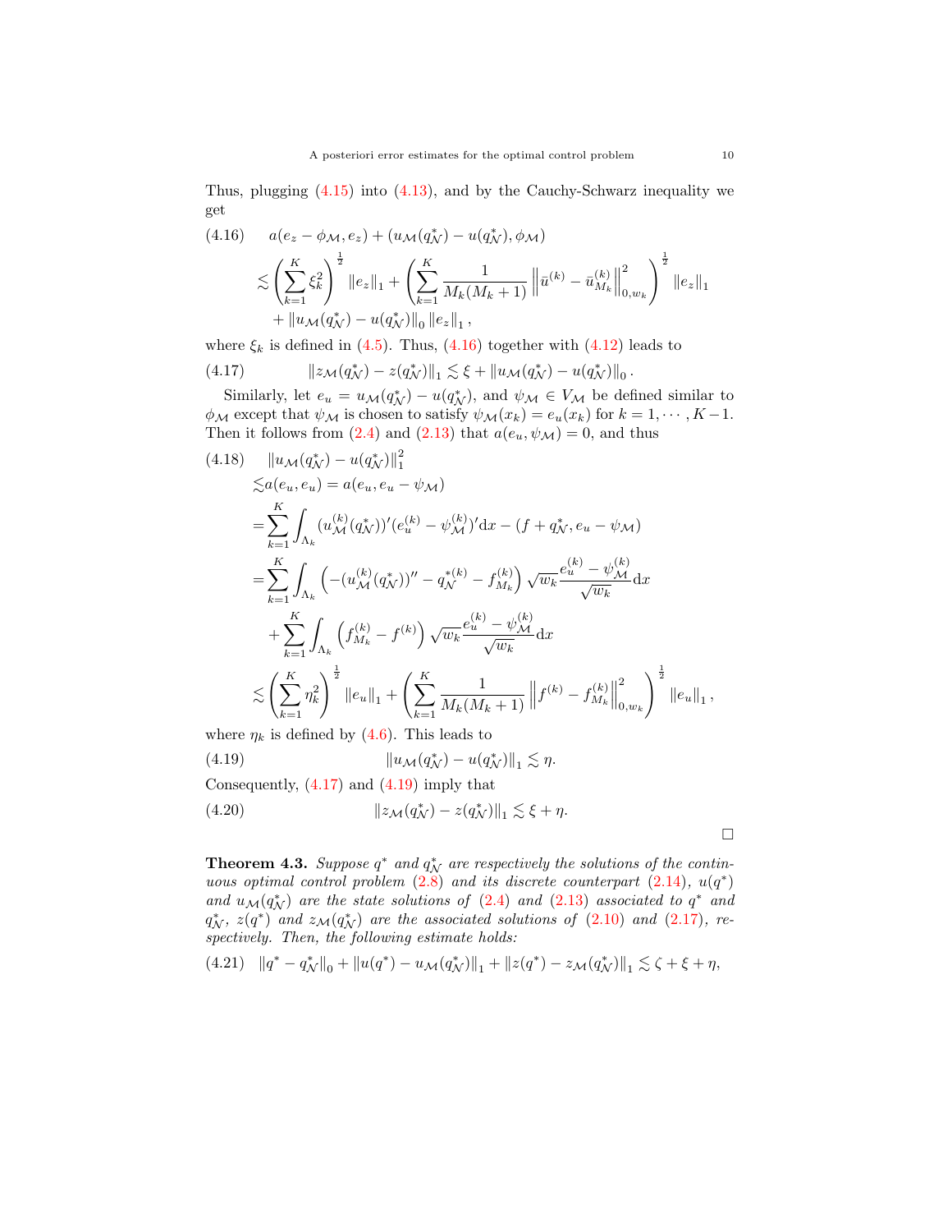Thus, plugging (4.15) into (4.13), and by the Cauchy-Schwarz inequality we get

$$
\begin{aligned}
(4.16)\qquad & a(e_z - \phi_{\mathcal{M}}, e_z) + (u_{\mathcal{M}}(q_{\mathcal{N}}^*) - u(q_{\mathcal{N}}^*), \phi_{\mathcal{M}}) \\
& \lesssim \left(\sum_{k=1}^{K} \xi_k^2\right)^{\frac{1}{2}} \|e_z\|_1 + \left(\sum_{k=1}^{K} \frac{1}{M_k(M_k+1)} \left\|\bar{u}^{(k)} - \bar{u}_{M_k}^{(k)}\right\|_{0,w_k}^2\right)^{\frac{1}{2}} \|e_z\|_1 \\
& \quad + \|u_{\mathcal{M}}(q_{\mathcal{N}}^*) - u(q_{\mathcal{N}}^*)\|_0 \|e_z\|_1 ,
\end{aligned}
$$

where $\xi_k$ is defined in (4.5). Thus, (4.16) together with (4.12) leads to

$$
(4.17)\qquad \|z_{\mathcal{M}}(q_{\mathcal{N}}^*) - z(q_{\mathcal{N}}^*)\|_1 \lesssim \xi + \|u_{\mathcal{M}}(q_{\mathcal{N}}^*) - u(q_{\mathcal{N}}^*)\|_0 .
$$

Similarly, let $e_u = u_{\mathcal{M}}(q_{\mathcal{N}}^*) - u(q_{\mathcal{N}}^*)$, and $\psi_{\mathcal{M}} \in V_{\mathcal{M}}$ be defined similar to $\phi_{\mathcal{M}}$ except that $\psi_{\mathcal{M}}$ is chosen to satisfy $\psi_{\mathcal{M}}(x_k) = e_u(x_k)$ for $k = 1, \cdots, K-1$. Then it follows from (2.4) and (2.13) that $a(e_u, \psi_{\mathcal{M}}) = 0$, and thus

$$
\begin{aligned}
(4.18)\qquad & \|u_{\mathcal{M}}(q_{\mathcal{N}}^*) - u(q_{\mathcal{N}}^*)\|_1^2 \\
& \lesssim a(e_u, e_u) = a(e_u, e_u - \psi_{\mathcal{M}}) \\
& = \sum_{k=1}^{K} \int_{\Lambda_k} (u_{\mathcal{M}}^{(k)}(q_{\mathcal{N}}^*))'(e_u^{(k)} - \psi_{\mathcal{M}}^{(k)})' \mathrm{d}x - (f + q_{\mathcal{N}}^*, e_u - \psi_{\mathcal{M}}) \\
& = \sum_{k=1}^{K} \int_{\Lambda_k} \left(-(u_{\mathcal{M}}^{(k)}(q_{\mathcal{N}}^*))'' - q_{\mathcal{N}}^{*(k)} - f_{M_k}^{(k)}\right) \sqrt{w_k} \frac{e_u^{(k)} - \psi_{\mathcal{M}}^{(k)}}{\sqrt{w_k}} \mathrm{d}x \\
& \quad + \sum_{k=1}^{K} \int_{\Lambda_k} \left(f_{M_k}^{(k)} - f^{(k)}\right) \sqrt{w_k} \frac{e_u^{(k)} - \psi_{\mathcal{M}}^{(k)}}{\sqrt{w_k}} \mathrm{d}x \\
& \lesssim \left(\sum_{k=1}^{K} \eta_k^2\right)^{\frac{1}{2}} \|e_u\|_1 + \left(\sum_{k=1}^{K} \frac{1}{M_k(M_k+1)} \left\|f^{(k)} - f_{M_k}^{(k)}\right\|_{0,w_k}^2\right)^{\frac{1}{2}} \|e_u\|_1 ,
\end{aligned}
$$

where $\eta_k$ is defined by (4.6). This leads to

$$
(4.19)\qquad \|u_{\mathcal{M}}(q_{\mathcal{N}}^*) - u(q_{\mathcal{N}}^*)\|_1 \lesssim \eta.
$$

Consequently, (4.17) and (4.19) imply that

$$
(4.20)\qquad \|z_{\mathcal{M}}(q_{\mathcal{N}}^*) - z(q_{\mathcal{N}}^*)\|_1 \lesssim \xi + \eta.
$$

□

**Theorem 4.3.** *Suppose $q^*$ and $q_{\mathcal{N}}^*$ are respectively the solutions of the continuous optimal control problem (2.8) and its discrete counterpart (2.14), $u(q^*)$ and $u_{\mathcal{M}}(q_{\mathcal{N}}^*)$ are the state solutions of (2.4) and (2.13) associated to $q^*$ and $q_{\mathcal{N}}^*$, $z(q^*)$ and $z_{\mathcal{M}}(q_{\mathcal{N}}^*)$ are the associated solutions of (2.10) and (2.17), respectively. Then, the following estimate holds:*

$$
(4.21)\qquad \|q^* - q_{\mathcal{N}}^*\|_0 + \|u(q^*) - u_{\mathcal{M}}(q_{\mathcal{N}}^*)\|_1 + \|z(q^*) - z_{\mathcal{M}}(q_{\mathcal{N}}^*)\|_1 \lesssim \zeta + \xi + \eta,
$$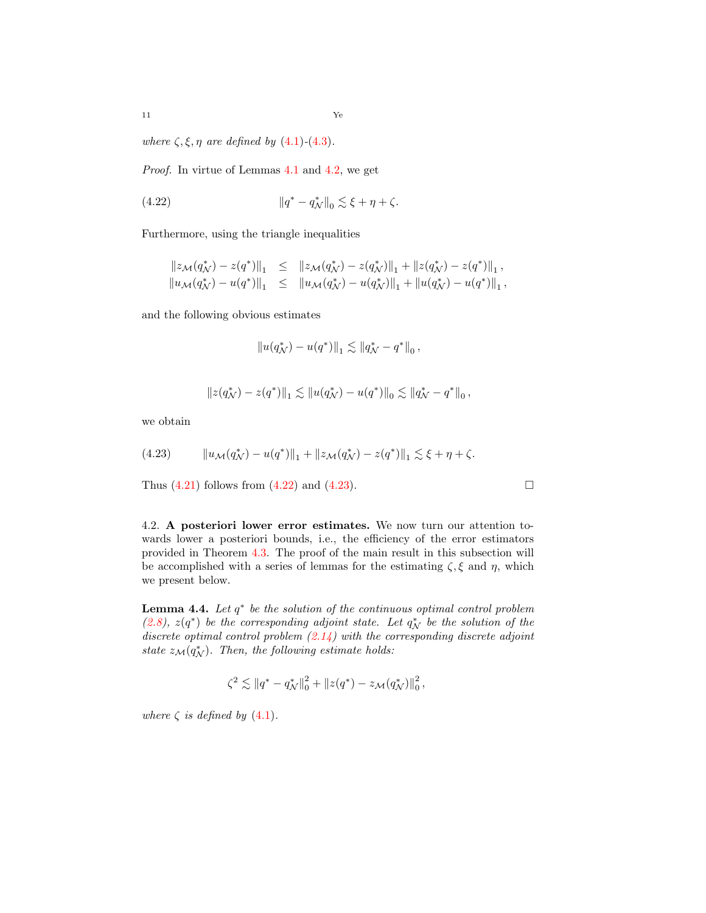*where* $\zeta, \xi, \eta$ *are defined by* (4.1)-(4.3).

*Proof.* In virtue of Lemmas 4.1 and 4.2, we get

$$\|q^* - q_{\mathcal{N}}^*\|_0 \lesssim \xi + \eta + \zeta. \tag{4.22}$$

Furthermore, using the triangle inequalities

$$\begin{aligned}
\|z_{\mathcal{M}}(q_{\mathcal{N}}^*) - z(q^*)\|_1 &\leq \|z_{\mathcal{M}}(q_{\mathcal{N}}^*) - z(q_{\mathcal{N}}^*)\|_1 + \|z(q_{\mathcal{N}}^*) - z(q^*)\|_1, \\
\|u_{\mathcal{M}}(q_{\mathcal{N}}^*) - u(q^*)\|_1 &\leq \|u_{\mathcal{M}}(q_{\mathcal{N}}^*) - u(q_{\mathcal{N}}^*)\|_1 + \|u(q_{\mathcal{N}}^*) - u(q^*)\|_1,
\end{aligned}$$

and the following obvious estimates

$$\|u(q_{\mathcal{N}}^*) - u(q^*)\|_1 \lesssim \|q_{\mathcal{N}}^* - q^*\|_0,$$

$$\|z(q_{\mathcal{N}}^*) - z(q^*)\|_1 \lesssim \|u(q_{\mathcal{N}}^*) - u(q^*)\|_0 \lesssim \|q_{\mathcal{N}}^* - q^*\|_0,$$

we obtain

$$\|u_{\mathcal{M}}(q_{\mathcal{N}}^*) - u(q^*)\|_1 + \|z_{\mathcal{M}}(q_{\mathcal{N}}^*) - z(q^*)\|_1 \lesssim \xi + \eta + \zeta. \tag{4.23}$$

Thus (4.21) follows from (4.22) and (4.23). □

### 4.2. A posteriori lower error estimates.

We now turn our attention towards lower a posteriori bounds, i.e., the efficiency of the error estimators provided in Theorem 4.3. The proof of the main result in this subsection will be accomplished with a series of lemmas for the estimating $\zeta, \xi$ and $\eta$, which we present below.

**Lemma 4.4.** *Let* $q^*$ *be the solution of the continuous optimal control problem (2.8),* $z(q^*)$ *be the corresponding adjoint state. Let* $q_{\mathcal{N}}^*$ *be the solution of the discrete optimal control problem (2.14) with the corresponding discrete adjoint state* $z_{\mathcal{M}}(q_{\mathcal{N}}^*)$*. Then, the following estimate holds:*

$$\zeta^2 \lesssim \|q^* - q_{\mathcal{N}}^*\|_0^2 + \|z(q^*) - z_{\mathcal{M}}(q_{\mathcal{N}}^*)\|_0^2,$$

*where* $\zeta$ *is defined by* (4.1).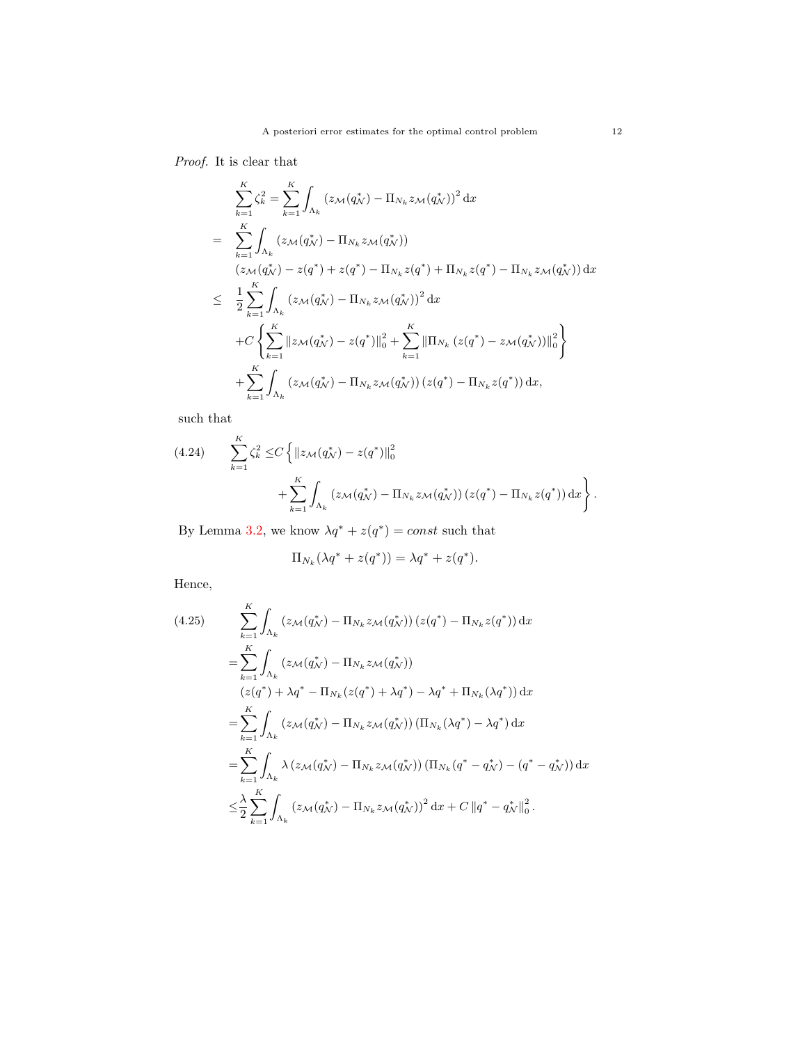*Proof.* It is clear that

$$
\begin{aligned}
&\sum_{k=1}^{K} \zeta_k^2 = \sum_{k=1}^{K} \int_{\Lambda_k} \left(z_{\mathcal{M}}(q_{\mathcal{N}}^*) - \Pi_{N_k} z_{\mathcal{M}}(q_{\mathcal{N}}^*)\right)^2 \mathrm{d}x \\
= \quad & \sum_{k=1}^{K} \int_{\Lambda_k} \left(z_{\mathcal{M}}(q_{\mathcal{N}}^*) - \Pi_{N_k} z_{\mathcal{M}}(q_{\mathcal{N}}^*)\right) \\
& \left(z_{\mathcal{M}}(q_{\mathcal{N}}^*) - z(q^*) + z(q^*) - \Pi_{N_k} z(q^*) + \Pi_{N_k} z(q^*) - \Pi_{N_k} z_{\mathcal{M}}(q_{\mathcal{N}}^*)\right) \mathrm{d}x \\
\leq \quad & \frac{1}{2} \sum_{k=1}^{K} \int_{\Lambda_k} \left(z_{\mathcal{M}}(q_{\mathcal{N}}^*) - \Pi_{N_k} z_{\mathcal{M}}(q_{\mathcal{N}}^*)\right)^2 \mathrm{d}x \\
& + C \left\{ \sum_{k=1}^{K} \|z_{\mathcal{M}}(q_{\mathcal{N}}^*) - z(q^*)\|_0^2 + \sum_{k=1}^{K} \|\Pi_{N_k}\left(z(q^*) - z_{\mathcal{M}}(q_{\mathcal{N}}^*)\right)\|_0^2 \right\} \\
& + \sum_{k=1}^{K} \int_{\Lambda_k} \left(z_{\mathcal{M}}(q_{\mathcal{N}}^*) - \Pi_{N_k} z_{\mathcal{M}}(q_{\mathcal{N}}^*)\right)\left(z(q^*) - \Pi_{N_k} z(q^*)\right) \mathrm{d}x,
\end{aligned}
$$

such that

$$
\begin{aligned}
\text{(4.24)} \qquad \sum_{k=1}^{K} \zeta_k^2 \leq & C \Big\{ \|z_{\mathcal{M}}(q_{\mathcal{N}}^*) - z(q^*)\|_0^2 \\
& + \sum_{k=1}^{K} \int_{\Lambda_k} \left(z_{\mathcal{M}}(q_{\mathcal{N}}^*) - \Pi_{N_k} z_{\mathcal{M}}(q_{\mathcal{N}}^*)\right)\left(z(q^*) - \Pi_{N_k} z(q^*)\right) \mathrm{d}x \Big\}.
\end{aligned}
$$

By Lemma 3.2, we know $\lambda q^* + z(q^*) = const$ such that

$$
\Pi_{N_k}(\lambda q^* + z(q^*)) = \lambda q^* + z(q^*).
$$

Hence,

$$
\begin{aligned}
\text{(4.25)} \qquad & \sum_{k=1}^{K} \int_{\Lambda_k} \left(z_{\mathcal{M}}(q_{\mathcal{N}}^*) - \Pi_{N_k} z_{\mathcal{M}}(q_{\mathcal{N}}^*)\right)\left(z(q^*) - \Pi_{N_k} z(q^*)\right) \mathrm{d}x \\
= & \sum_{k=1}^{K} \int_{\Lambda_k} \left(z_{\mathcal{M}}(q_{\mathcal{N}}^*) - \Pi_{N_k} z_{\mathcal{M}}(q_{\mathcal{N}}^*)\right) \\
& \left(z(q^*) + \lambda q^* - \Pi_{N_k}(z(q^*) + \lambda q^*) - \lambda q^* + \Pi_{N_k}(\lambda q^*)\right) \mathrm{d}x \\
= & \sum_{k=1}^{K} \int_{\Lambda_k} \left(z_{\mathcal{M}}(q_{\mathcal{N}}^*) - \Pi_{N_k} z_{\mathcal{M}}(q_{\mathcal{N}}^*)\right)\left(\Pi_{N_k}(\lambda q^*) - \lambda q^*\right) \mathrm{d}x \\
= & \sum_{k=1}^{K} \int_{\Lambda_k} \lambda \left(z_{\mathcal{M}}(q_{\mathcal{N}}^*) - \Pi_{N_k} z_{\mathcal{M}}(q_{\mathcal{N}}^*)\right)\left(\Pi_{N_k}(q^* - q_{\mathcal{N}}^*) - (q^* - q_{\mathcal{N}}^*)\right) \mathrm{d}x \\
\leq & \frac{\lambda}{2} \sum_{k=1}^{K} \int_{\Lambda_k} \left(z_{\mathcal{M}}(q_{\mathcal{N}}^*) - \Pi_{N_k} z_{\mathcal{M}}(q_{\mathcal{N}}^*)\right)^2 \mathrm{d}x + C\, \|q^* - q_{\mathcal{N}}^*\|_0^2.
\end{aligned}
$$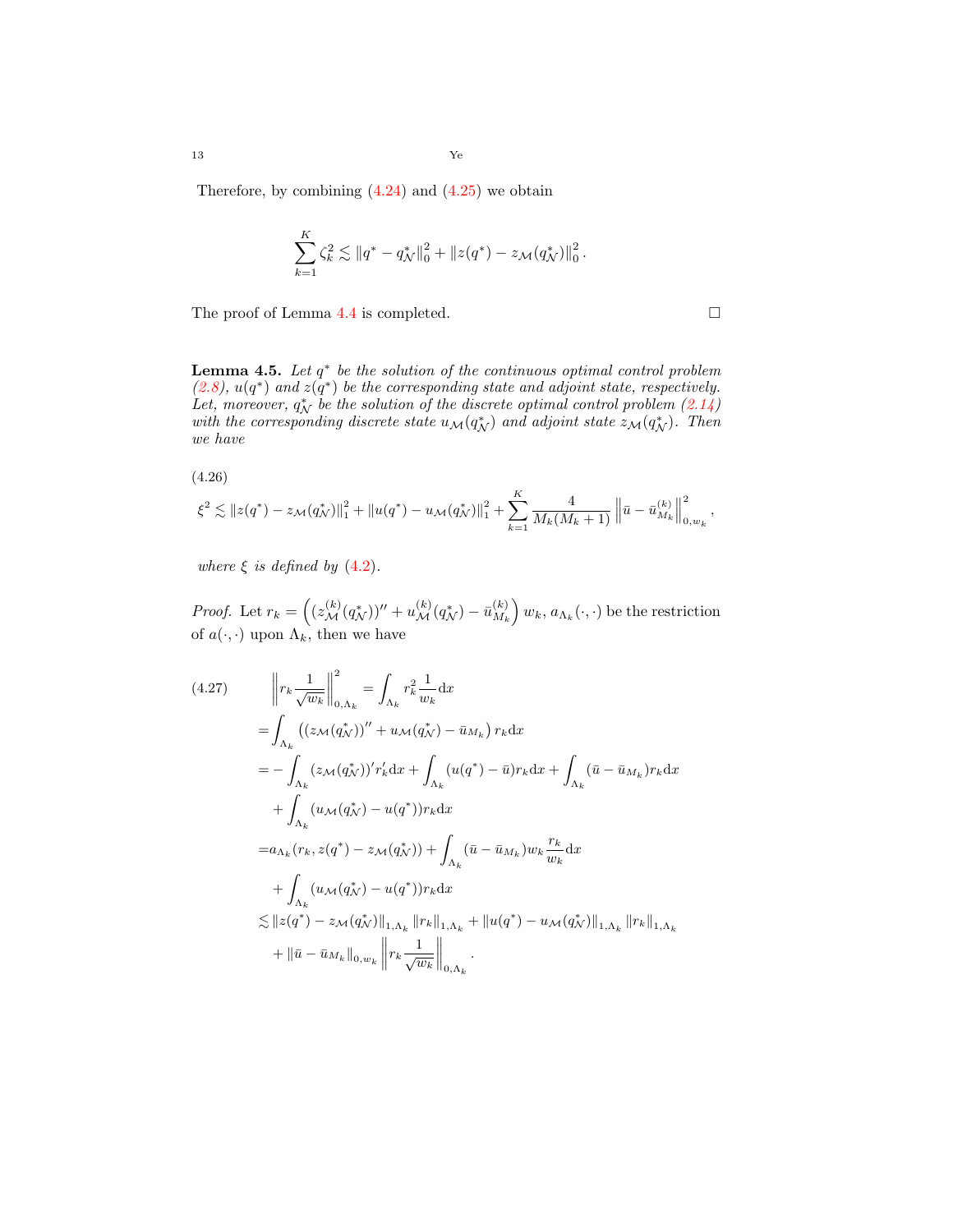Therefore, by combining (4.24) and (4.25) we obtain

$$\sum_{k=1}^{K} \zeta_k^2 \lesssim \|q^* - q_{\mathcal{N}}^*\|_0^2 + \|z(q^*) - z_{\mathcal{M}}(q_{\mathcal{N}}^*)\|_0^2 .$$

The proof of Lemma 4.4 is completed. □

**Lemma 4.5.** *Let $q^*$ be the solution of the continuous optimal control problem (2.8), $u(q^*)$ and $z(q^*)$ be the corresponding state and adjoint state, respectively. Let, moreover, $q_{\mathcal{N}}^*$ be the solution of the discrete optimal control problem (2.14) with the corresponding discrete state $u_{\mathcal{M}}(q_{\mathcal{N}}^*)$ and adjoint state $z_{\mathcal{M}}(q_{\mathcal{N}}^*)$. Then we have*

(4.26)
$$\xi^2 \lesssim \|z(q^*) - z_{\mathcal{M}}(q_{\mathcal{N}}^*)\|_1^2 + \|u(q^*) - u_{\mathcal{M}}(q_{\mathcal{N}}^*)\|_1^2 + \sum_{k=1}^{K} \frac{4}{M_k(M_k+1)} \left\| \bar{u} - \bar{u}_{M_k}^{(k)} \right\|_{0,w_k}^2 ,$$

*where $\xi$ is defined by (4.2).*

*Proof.* Let $r_k = \left( (z_{\mathcal{M}}^{(k)}(q_{\mathcal{N}}^*))'' + u_{\mathcal{M}}^{(k)}(q_{\mathcal{N}}^*) - \bar{u}_{M_k}^{(k)} \right) w_k$, $a_{\Lambda_k}(\cdot,\cdot)$ be the restriction of $a(\cdot,\cdot)$ upon $\Lambda_k$, then we have

(4.27)
$$\begin{aligned}
&\left\| r_k \frac{1}{\sqrt{w_k}} \right\|_{0,\Lambda_k}^2 = \int_{\Lambda_k} r_k^2 \frac{1}{w_k} \mathrm{d}x \\
=& \int_{\Lambda_k} \left( (z_{\mathcal{M}}(q_{\mathcal{N}}^*))'' + u_{\mathcal{M}}(q_{\mathcal{N}}^*) - \bar{u}_{M_k} \right) r_k \mathrm{d}x \\
=& -\int_{\Lambda_k} (z_{\mathcal{M}}(q_{\mathcal{N}}^*))' r_k' \mathrm{d}x + \int_{\Lambda_k} (u(q^*) - \bar{u}) r_k \mathrm{d}x + \int_{\Lambda_k} (\bar{u} - \bar{u}_{M_k}) r_k \mathrm{d}x \\
&+ \int_{\Lambda_k} (u_{\mathcal{M}}(q_{\mathcal{N}}^*) - u(q^*)) r_k \mathrm{d}x \\
=& a_{\Lambda_k}(r_k, z(q^*) - z_{\mathcal{M}}(q_{\mathcal{N}}^*)) + \int_{\Lambda_k} (\bar{u} - \bar{u}_{M_k}) w_k \frac{r_k}{w_k} \mathrm{d}x \\
&+ \int_{\Lambda_k} (u_{\mathcal{M}}(q_{\mathcal{N}}^*) - u(q^*)) r_k \mathrm{d}x \\
\lesssim& \|z(q^*) - z_{\mathcal{M}}(q_{\mathcal{N}}^*)\|_{1,\Lambda_k} \|r_k\|_{1,\Lambda_k} + \|u(q^*) - u_{\mathcal{M}}(q_{\mathcal{N}}^*)\|_{1,\Lambda_k} \|r_k\|_{1,\Lambda_k} \\
&+ \|\bar{u} - \bar{u}_{M_k}\|_{0,w_k} \left\| r_k \frac{1}{\sqrt{w_k}} \right\|_{0,\Lambda_k} .
\end{aligned}$$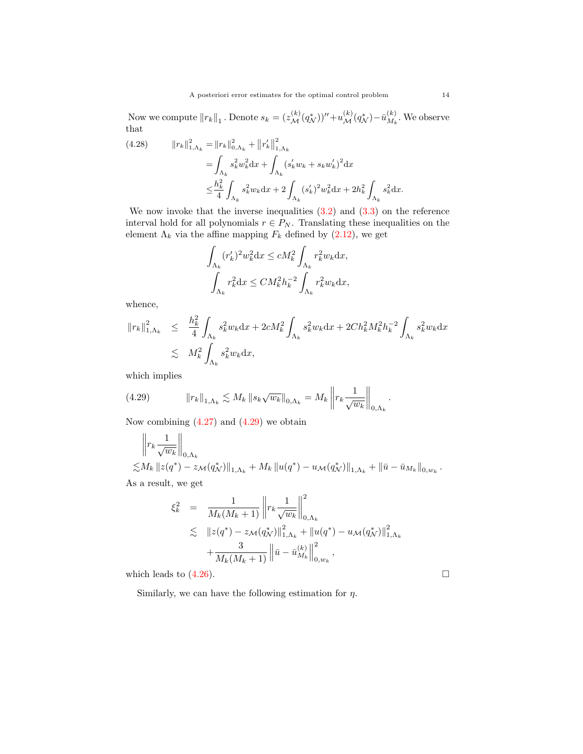Now we compute $\|r_k\|_1$. Denote $s_k = (z_{\mathcal{M}}^{(k)}(q_{\mathcal{N}}^*))'' + u_{\mathcal{M}}^{(k)}(q_{\mathcal{N}}^*) - \bar{u}_{M_k}^{(k)}$. We observe that

$$
\begin{aligned}
\|r_k\|_{1,\Lambda_k}^2 &= \|r_k\|_{0,\Lambda_k}^2 + \left\|r_k'\right\|_{1,\Lambda_k}^2 \\
&= \int_{\Lambda_k} s_k^2 w_k^2 \mathrm{d}x + \int_{\Lambda_k} (s_k' w_k + s_k w_k')^2 \mathrm{d}x \\
&\leq \frac{h_k^2}{4} \int_{\Lambda_k} s_k^2 w_k \mathrm{d}x + 2\int_{\Lambda_k} (s_k')^2 w_k^2 \mathrm{d}x + 2h_k^2 \int_{\Lambda_k} s_k^2 \mathrm{d}x.
\end{aligned}
\tag{4.28}
$$

We now invoke that the inverse inequalities (3.2) and (3.3) on the reference interval hold for all polynomials $r \in P_N$. Translating these inequalities on the element $\Lambda_k$ via the affine mapping $F_k$ defined by (2.12), we get

$$
\begin{aligned}
\int_{\Lambda_k} (r_k')^2 w_k^2 \mathrm{d}x &\leq c M_k^2 \int_{\Lambda_k} r_k^2 w_k \mathrm{d}x, \\
\int_{\Lambda_k} r_k^2 \mathrm{d}x &\leq C M_k^2 h_k^{-2} \int_{\Lambda_k} r_k^2 w_k \mathrm{d}x,
\end{aligned}
$$

whence,

$$
\begin{aligned}
\|r_k\|_{1,\Lambda_k}^2 &\leq \frac{h_k^2}{4} \int_{\Lambda_k} s_k^2 w_k \mathrm{d}x + 2cM_k^2 \int_{\Lambda_k} s_k^2 w_k \mathrm{d}x + 2Ch_k^2 M_k^2 h_k^{-2} \int_{\Lambda_k} s_k^2 w_k \mathrm{d}x \\
&\lesssim M_k^2 \int_{\Lambda_k} s_k^2 w_k \mathrm{d}x,
\end{aligned}
$$

which implies

$$
\|r_k\|_{1,\Lambda_k} \lesssim M_k \|s_k \sqrt{w_k}\|_{0,\Lambda_k} = M_k \left\| r_k \frac{1}{\sqrt{w_k}} \right\|_{0,\Lambda_k}.
\tag{4.29}
$$

Now combining (4.27) and (4.29) we obtain

$$
\begin{aligned}
&\left\| r_k \frac{1}{\sqrt{w_k}} \right\|_{0,\Lambda_k} \\
\lesssim & M_k \|z(q^*) - z_{\mathcal{M}}(q_{\mathcal{N}}^*)\|_{1,\Lambda_k} + M_k \|u(q^*) - u_{\mathcal{M}}(q_{\mathcal{N}}^*)\|_{1,\Lambda_k} + \|\bar{u} - \bar{u}_{M_k}\|_{0,w_k}.
\end{aligned}
$$

As a result, we get

$$
\begin{aligned}
\xi_k^2 &= \frac{1}{M_k(M_k+1)} \left\| r_k \frac{1}{\sqrt{w_k}} \right\|_{0,\Lambda_k}^2 \\
&\lesssim \|z(q^*) - z_{\mathcal{M}}(q_{\mathcal{N}}^*)\|_{1,\Lambda_k}^2 + \|u(q^*) - u_{\mathcal{M}}(q_{\mathcal{N}}^*)\|_{1,\Lambda_k}^2 \\
&\quad + \frac{3}{M_k(M_k+1)} \left\| \bar{u} - \bar{u}_{M_k}^{(k)} \right\|_{0,w_k}^2,
\end{aligned}
$$

which leads to (4.26). □

Similarly, we can have the following estimation for $\eta$.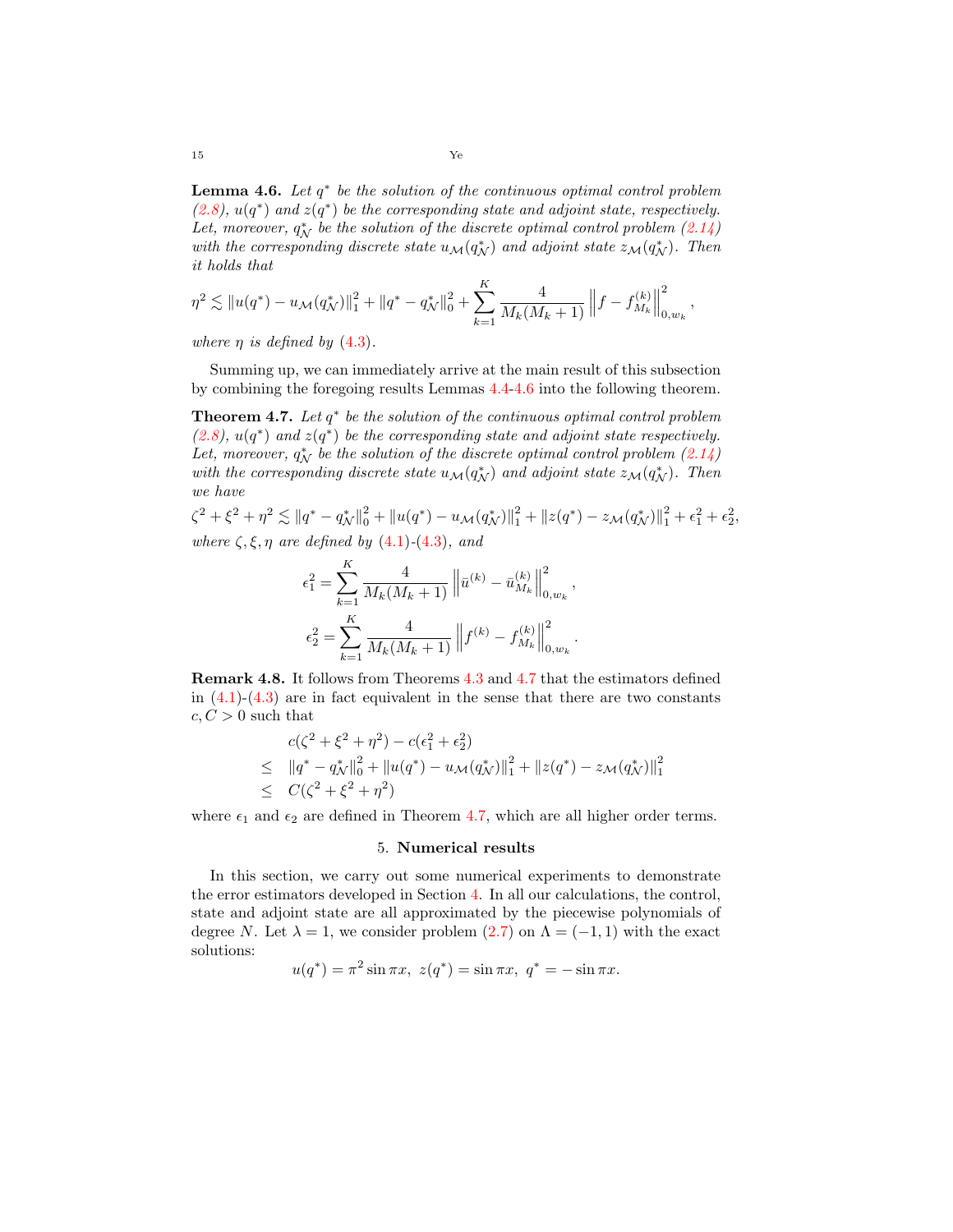**Lemma 4.6.** *Let $q^*$ be the solution of the continuous optimal control problem (2.8), $u(q^*)$ and $z(q^*)$ be the corresponding state and adjoint state, respectively. Let, moreover, $q^*_{\mathcal{N}}$ be the solution of the discrete optimal control problem (2.14) with the corresponding discrete state $u_{\mathcal{M}}(q^*_{\mathcal{N}})$ and adjoint state $z_{\mathcal{M}}(q^*_{\mathcal{N}})$. Then it holds that*

$$\eta^2 \lesssim \|u(q^*) - u_{\mathcal{M}}(q^*_{\mathcal{N}})\|_1^2 + \|q^* - q^*_{\mathcal{N}}\|_0^2 + \sum_{k=1}^{K} \frac{4}{M_k(M_k+1)} \left\| f - f^{(k)}_{M_k} \right\|^2_{0,w_k},$$

*where $\eta$ is defined by (4.3).*

Summing up, we can immediately arrive at the main result of this subsection by combining the foregoing results Lemmas 4.4-4.6 into the following theorem.

**Theorem 4.7.** *Let $q^*$ be the solution of the continuous optimal control problem (2.8), $u(q^*)$ and $z(q^*)$ be the corresponding state and adjoint state respectively. Let, moreover, $q^*_{\mathcal{N}}$ be the solution of the discrete optimal control problem (2.14) with the corresponding discrete state $u_{\mathcal{M}}(q^*_{\mathcal{N}})$ and adjoint state $z_{\mathcal{M}}(q^*_{\mathcal{N}})$. Then we have*

$$\zeta^2 + \xi^2 + \eta^2 \lesssim \|q^* - q^*_{\mathcal{N}}\|_0^2 + \|u(q^*) - u_{\mathcal{M}}(q^*_{\mathcal{N}})\|_1^2 + \|z(q^*) - z_{\mathcal{M}}(q^*_{\mathcal{N}})\|_1^2 + \epsilon_1^2 + \epsilon_2^2,$$

*where $\zeta, \xi, \eta$ are defined by (4.1)-(4.3), and*

$$\epsilon_1^2 = \sum_{k=1}^{K} \frac{4}{M_k(M_k+1)} \left\| \bar{u}^{(k)} - \bar{u}^{(k)}_{M_k} \right\|^2_{0,w_k},$$

$$\epsilon_2^2 = \sum_{k=1}^{K} \frac{4}{M_k(M_k+1)} \left\| f^{(k)} - f^{(k)}_{M_k} \right\|^2_{0,w_k}.$$

**Remark 4.8.** It follows from Theorems 4.3 and 4.7 that the estimators defined in (4.1)-(4.3) are in fact equivalent in the sense that there are two constants $c, C > 0$ such that

$$\begin{aligned}
& c(\zeta^2 + \xi^2 + \eta^2) - c(\epsilon_1^2 + \epsilon_2^2) \\
\leq \quad & \|q^* - q^*_{\mathcal{N}}\|_0^2 + \|u(q^*) - u_{\mathcal{M}}(q^*_{\mathcal{N}})\|_1^2 + \|z(q^*) - z_{\mathcal{M}}(q^*_{\mathcal{N}})\|_1^2 \\
\leq \quad & C(\zeta^2 + \xi^2 + \eta^2)
\end{aligned}$$

where $\epsilon_1$ and $\epsilon_2$ are defined in Theorem 4.7, which are all higher order terms.

## 5. Numerical results

In this section, we carry out some numerical experiments to demonstrate the error estimators developed in Section 4. In all our calculations, the control, state and adjoint state are all approximated by the piecewise polynomials of degree $N$. Let $\lambda = 1$, we consider problem (2.7) on $\Lambda = (-1, 1)$ with the exact solutions:

$$u(q^*) = \pi^2 \sin \pi x, \ z(q^*) = \sin \pi x, \ q^* = -\sin \pi x.$$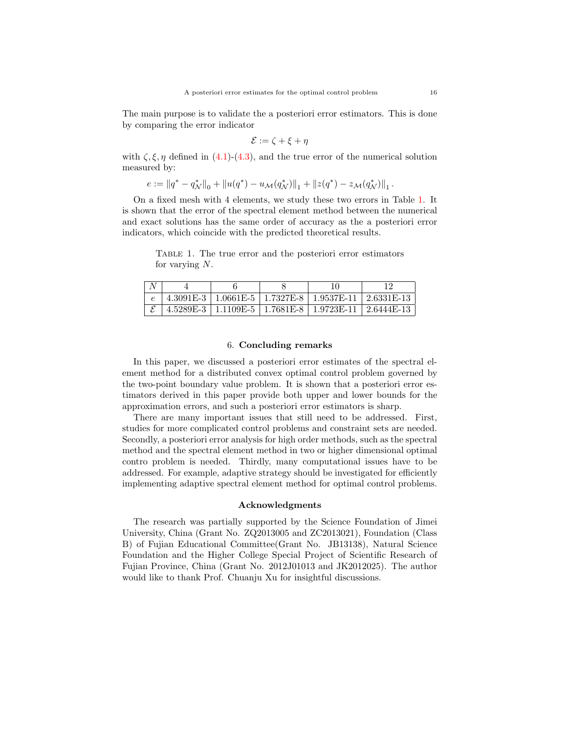The main purpose is to validate the a posteriori error estimators. This is done by comparing the error indicator

$$\mathcal{E} := \zeta + \xi + \eta$$

with $\zeta, \xi, \eta$ defined in (4.1)-(4.3), and the true error of the numerical solution measured by:

$$e := \|q^* - q^*_{\mathcal{N}}\|_0 + \|u(q^*) - u_{\mathcal{M}}(q^*_{\mathcal{N}})\|_1 + \|z(q^*) - z_{\mathcal{M}}(q^*_{\mathcal{N}})\|_1 .$$

On a fixed mesh with 4 elements, we study these two errors in Table 1. It is shown that the error of the spectral element method between the numerical and exact solutions has the same order of accuracy as the a posteriori error indicators, which coincide with the predicted theoretical results.

Table 1. The true error and the posteriori error estimators for varying $N$.

| $N$ | 4 | 6 | 8 | 10 | 12 |
|---|---|---|---|---|---|
| $e$ | 4.3091E-3 | 1.0661E-5 | 1.7327E-8 | 1.9537E-11 | 2.6331E-13 |
| $\mathcal{E}$ | 4.5289E-3 | 1.1109E-5 | 1.7681E-8 | 1.9723E-11 | 2.6444E-13 |

## 6. Concluding remarks

In this paper, we discussed a posteriori error estimates of the spectral element method for a distributed convex optimal control problem governed by the two-point boundary value problem. It is shown that a posteriori error estimators derived in this paper provide both upper and lower bounds for the approximation errors, and such a posteriori error estimators is sharp.

There are many important issues that still need to be addressed. First, studies for more complicated control problems and constraint sets are needed. Secondly, a posteriori error analysis for high order methods, such as the spectral method and the spectral element method in two or higher dimensional optimal contro problem is needed. Thirdly, many computational issues have to be addressed. For example, adaptive strategy should be investigated for efficiently implementing adaptive spectral element method for optimal control problems.

## Acknowledgments

The research was partially supported by the Science Foundation of Jimei University, China (Grant No. ZQ2013005 and ZC2013021), Foundation (Class B) of Fujian Educational Committee(Grant No. JB13138), Natural Science Foundation and the Higher College Special Project of Scientific Research of Fujian Province, China (Grant No. 2012J01013 and JK2012025). The author would like to thank Prof. Chuanju Xu for insightful discussions.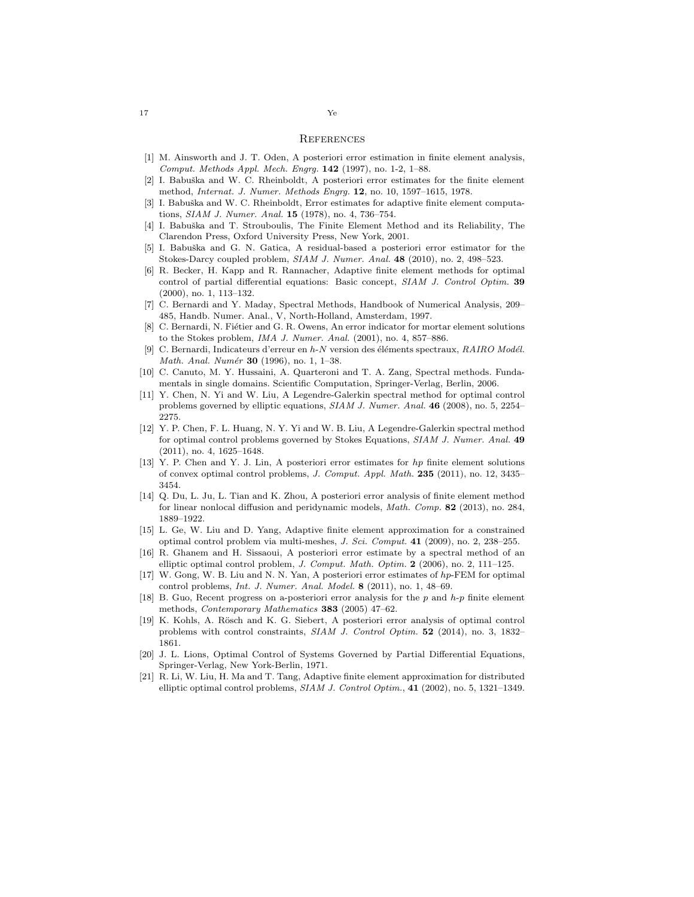## References

[1] M. Ainsworth and J. T. Oden, A posteriori error estimation in finite element analysis, *Comput. Methods Appl. Mech. Engrg.* **142** (1997), no. 1-2, 1–88.

[2] I. Babuška and W. C. Rheinboldt, A posteriori error estimates for the finite element method, *Internat. J. Numer. Methods Engrg.* **12**, no. 10, 1597–1615, 1978.

[3] I. Babuška and W. C. Rheinboldt, Error estimates for adaptive finite element computations, *SIAM J. Numer. Anal.* **15** (1978), no. 4, 736–754.

[4] I. Babuška and T. Strouboulis, The Finite Element Method and its Reliability, The Clarendon Press, Oxford University Press, New York, 2001.

[5] I. Babuška and G. N. Gatica, A residual-based a posteriori error estimator for the Stokes-Darcy coupled problem, *SIAM J. Numer. Anal.* **48** (2010), no. 2, 498–523.

[6] R. Becker, H. Kapp and R. Rannacher, Adaptive finite element methods for optimal control of partial differential equations: Basic concept, *SIAM J. Control Optim.* **39** (2000), no. 1, 113–132.

[7] C. Bernardi and Y. Maday, Spectral Methods, Handbook of Numerical Analysis, 209–485, Handb. Numer. Anal., V, North-Holland, Amsterdam, 1997.

[8] C. Bernardi, N. Fiétier and G. R. Owens, An error indicator for mortar element solutions to the Stokes problem, *IMA J. Numer. Anal.* (2001), no. 4, 857–886.

[9] C. Bernardi, Indicateurs d'erreur en $h$-$N$ version des éléments spectraux, *RAIRO Modél. Math. Anal. Numér* **30** (1996), no. 1, 1–38.

[10] C. Canuto, M. Y. Hussaini, A. Quarteroni and T. A. Zang, Spectral methods. Fundamentals in single domains. Scientific Computation, Springer-Verlag, Berlin, 2006.

[11] Y. Chen, N. Yi and W. Liu, A Legendre-Galerkin spectral method for optimal control problems governed by elliptic equations, *SIAM J. Numer. Anal.* **46** (2008), no. 5, 2254–2275.

[12] Y. P. Chen, F. L. Huang, N. Y. Yi and W. B. Liu, A Legendre-Galerkin spectral method for optimal control problems governed by Stokes Equations, *SIAM J. Numer. Anal.* **49** (2011), no. 4, 1625–1648.

[13] Y. P. Chen and Y. J. Lin, A posteriori error estimates for $hp$ finite element solutions of convex optimal control problems, *J. Comput. Appl. Math.* **235** (2011), no. 12, 3435–3454.

[14] Q. Du, L. Ju, L. Tian and K. Zhou, A posteriori error analysis of finite element method for linear nonlocal diffusion and peridynamic models, *Math. Comp.* **82** (2013), no. 284, 1889–1922.

[15] L. Ge, W. Liu and D. Yang, Adaptive finite element approximation for a constrained optimal control problem via multi-meshes, *J. Sci. Comput.* **41** (2009), no. 2, 238–255.

[16] R. Ghanem and H. Sissaoui, A posteriori error estimate by a spectral method of an elliptic optimal control problem, *J. Comput. Math. Optim.* **2** (2006), no. 2, 111–125.

[17] W. Gong, W. B. Liu and N. N. Yan, A posteriori error estimates of $hp$-FEM for optimal control problems, *Int. J. Numer. Anal. Model.* **8** (2011), no. 1, 48–69.

[18] B. Guo, Recent progress on a-posteriori error analysis for the $p$ and $h$-$p$ finite element methods, *Contemporary Mathematics* **383** (2005) 47–62.

[19] K. Kohls, A. Rösch and K. G. Siebert, A posteriori error analysis of optimal control problems with control constraints, *SIAM J. Control Optim.* **52** (2014), no. 3, 1832–1861.

[20] J. L. Lions, Optimal Control of Systems Governed by Partial Differential Equations, Springer-Verlag, New York-Berlin, 1971.

[21] R. Li, W. Liu, H. Ma and T. Tang, Adaptive finite element approximation for distributed elliptic optimal control problems, *SIAM J. Control Optim.*, **41** (2002), no. 5, 1321–1349.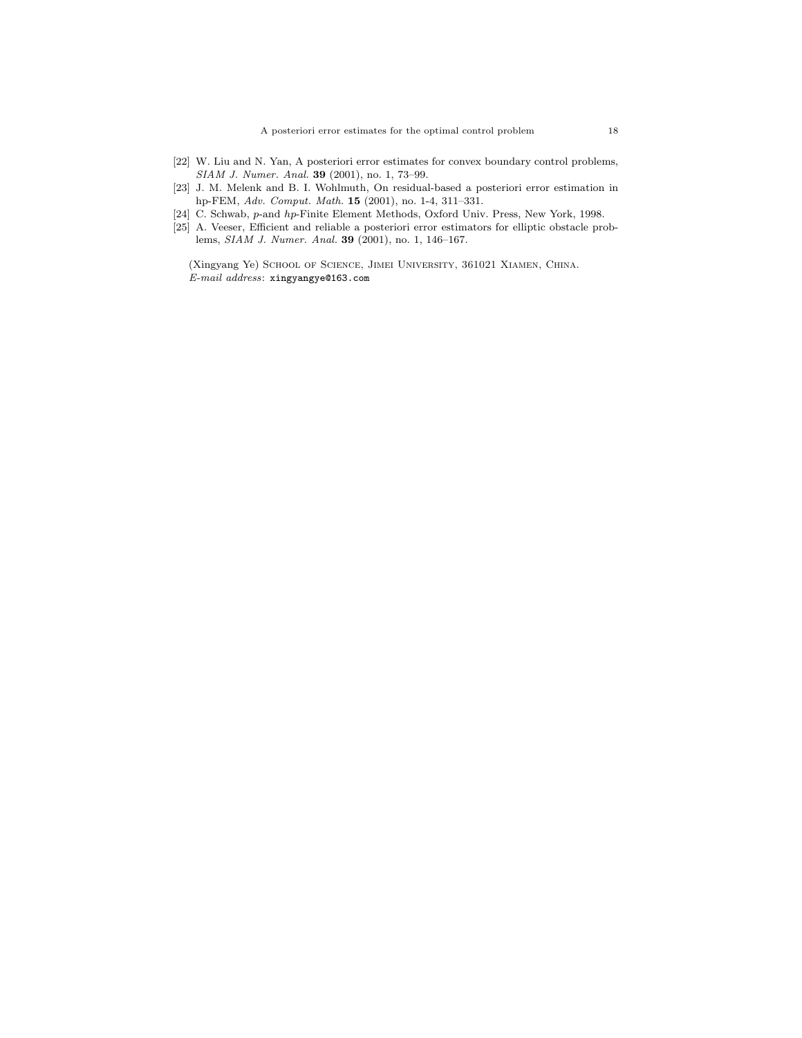[22] W. Liu and N. Yan, A posteriori error estimates for convex boundary control problems, *SIAM J. Numer. Anal.* **39** (2001), no. 1, 73–99.

[23] J. M. Melenk and B. I. Wohlmuth, On residual-based a posteriori error estimation in hp-FEM, *Adv. Comput. Math.* **15** (2001), no. 1-4, 311–331.

[24] C. Schwab, *p*-and *hp*-Finite Element Methods, Oxford Univ. Press, New York, 1998.

[25] A. Veeser, Efficient and reliable a posteriori error estimators for elliptic obstacle problems, *SIAM J. Numer. Anal.* **39** (2001), no. 1, 146–167.

(Xingyang Ye) School of Science, Jimei University, 361021 Xiamen, China.
*E-mail address*: xingyangye@163.com